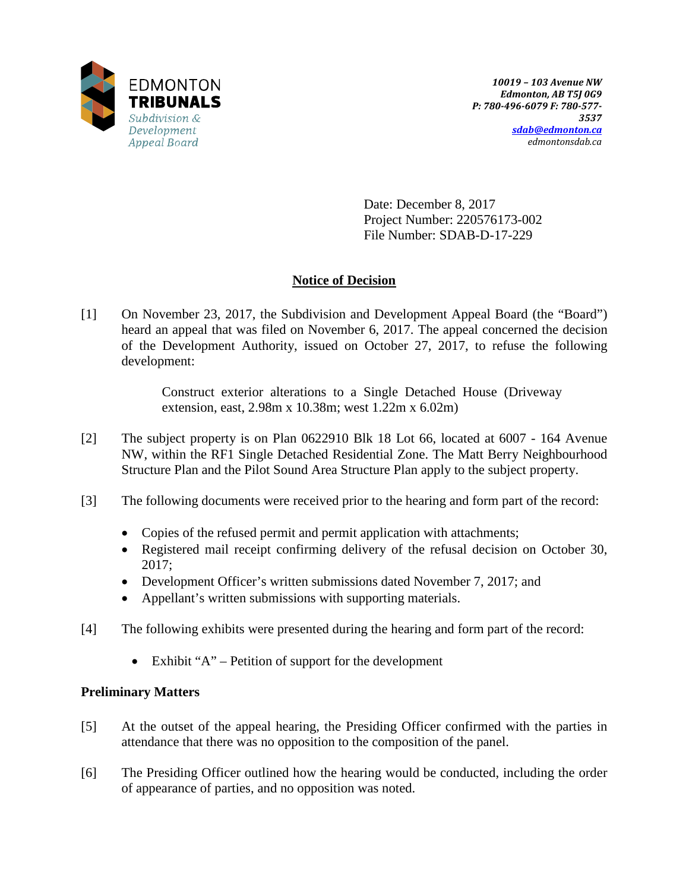EDMONTON
**TRIBUNALS**
*Subdivision & Development Appeal Board*

*10019 – 103 Avenue NW*
*Edmonton, AB T5J 0G9*
*P: 780-496-6079 F: 780-577-3537*
*sdab@edmonton.ca*
*edmontonsdab.ca*

Date: December 8, 2017
Project Number: 220576173-002
File Number: SDAB-D-17-229

## Notice of Decision

[1] On November 23, 2017, the Subdivision and Development Appeal Board (the "Board") heard an appeal that was filed on November 6, 2017. The appeal concerned the decision of the Development Authority, issued on October 27, 2017, to refuse the following development:

> Construct exterior alterations to a Single Detached House (Driveway extension, east, 2.98m x 10.38m; west 1.22m x 6.02m)

[2] The subject property is on Plan 0622910 Blk 18 Lot 66, located at 6007 - 164 Avenue NW, within the RF1 Single Detached Residential Zone. The Matt Berry Neighbourhood Structure Plan and the Pilot Sound Area Structure Plan apply to the subject property.

[3] The following documents were received prior to the hearing and form part of the record:

- Copies of the refused permit and permit application with attachments;
- Registered mail receipt confirming delivery of the refusal decision on October 30, 2017;
- Development Officer's written submissions dated November 7, 2017; and
- Appellant's written submissions with supporting materials.

[4] The following exhibits were presented during the hearing and form part of the record:

- Exhibit "A" – Petition of support for the development

### Preliminary Matters

[5] At the outset of the appeal hearing, the Presiding Officer confirmed with the parties in attendance that there was no opposition to the composition of the panel.

[6] The Presiding Officer outlined how the hearing would be conducted, including the order of appearance of parties, and no opposition was noted.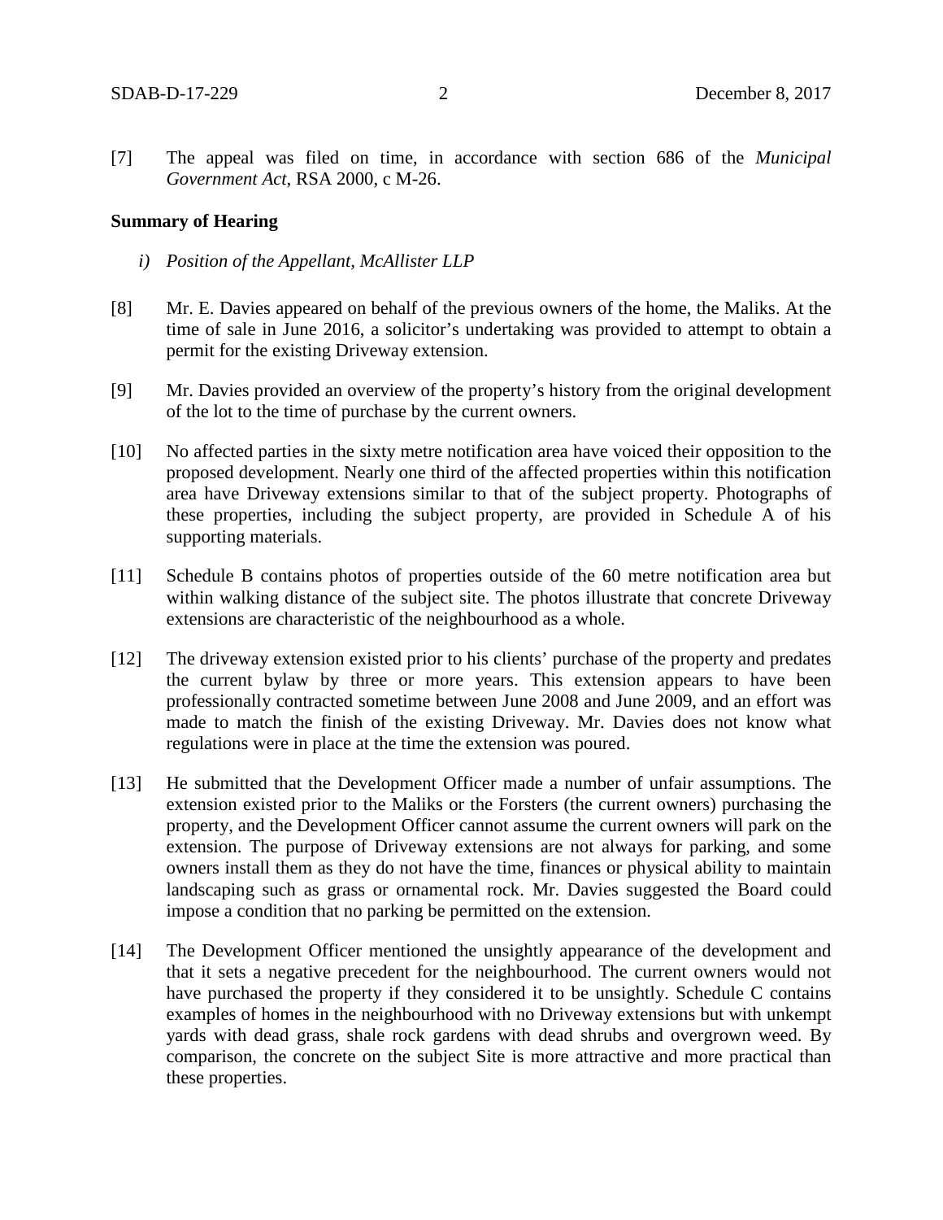[7] The appeal was filed on time, in accordance with section 686 of the *Municipal Government Act*, RSA 2000, c M-26.

**Summary of Hearing**

*i) Position of the Appellant, McAllister LLP*

[8] Mr. E. Davies appeared on behalf of the previous owners of the home, the Maliks. At the time of sale in June 2016, a solicitor's undertaking was provided to attempt to obtain a permit for the existing Driveway extension.

[9] Mr. Davies provided an overview of the property's history from the original development of the lot to the time of purchase by the current owners.

[10] No affected parties in the sixty metre notification area have voiced their opposition to the proposed development. Nearly one third of the affected properties within this notification area have Driveway extensions similar to that of the subject property. Photographs of these properties, including the subject property, are provided in Schedule A of his supporting materials.

[11] Schedule B contains photos of properties outside of the 60 metre notification area but within walking distance of the subject site. The photos illustrate that concrete Driveway extensions are characteristic of the neighbourhood as a whole.

[12] The driveway extension existed prior to his clients' purchase of the property and predates the current bylaw by three or more years. This extension appears to have been professionally contracted sometime between June 2008 and June 2009, and an effort was made to match the finish of the existing Driveway. Mr. Davies does not know what regulations were in place at the time the extension was poured.

[13] He submitted that the Development Officer made a number of unfair assumptions. The extension existed prior to the Maliks or the Forsters (the current owners) purchasing the property, and the Development Officer cannot assume the current owners will park on the extension. The purpose of Driveway extensions are not always for parking, and some owners install them as they do not have the time, finances or physical ability to maintain landscaping such as grass or ornamental rock. Mr. Davies suggested the Board could impose a condition that no parking be permitted on the extension.

[14] The Development Officer mentioned the unsightly appearance of the development and that it sets a negative precedent for the neighbourhood. The current owners would not have purchased the property if they considered it to be unsightly. Schedule C contains examples of homes in the neighbourhood with no Driveway extensions but with unkempt yards with dead grass, shale rock gardens with dead shrubs and overgrown weed. By comparison, the concrete on the subject Site is more attractive and more practical than these properties.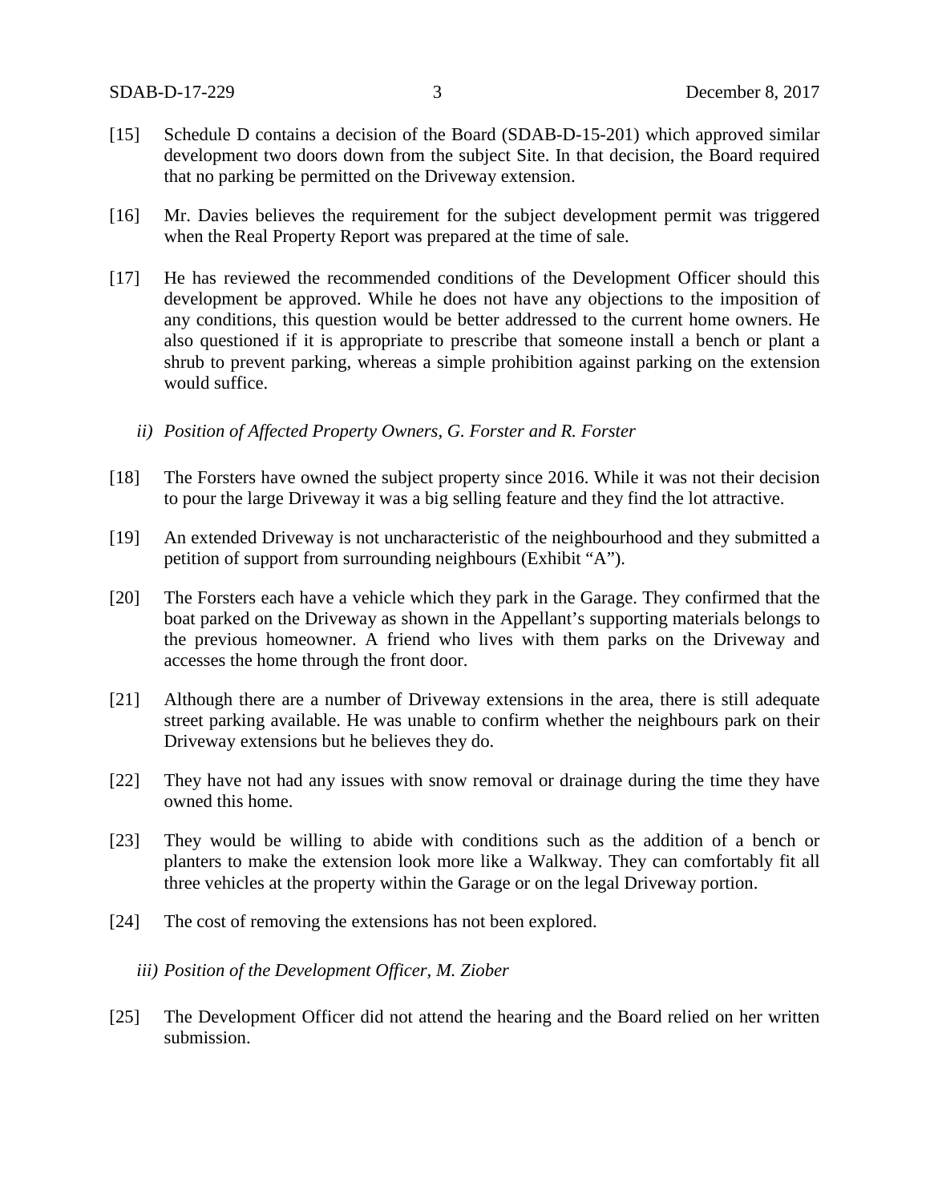[15] Schedule D contains a decision of the Board (SDAB-D-15-201) which approved similar development two doors down from the subject Site. In that decision, the Board required that no parking be permitted on the Driveway extension.

[16] Mr. Davies believes the requirement for the subject development permit was triggered when the Real Property Report was prepared at the time of sale.

[17] He has reviewed the recommended conditions of the Development Officer should this development be approved. While he does not have any objections to the imposition of any conditions, this question would be better addressed to the current home owners. He also questioned if it is appropriate to prescribe that someone install a bench or plant a shrub to prevent parking, whereas a simple prohibition against parking on the extension would suffice.

*ii) Position of Affected Property Owners, G. Forster and R. Forster*

[18] The Forsters have owned the subject property since 2016. While it was not their decision to pour the large Driveway it was a big selling feature and they find the lot attractive.

[19] An extended Driveway is not uncharacteristic of the neighbourhood and they submitted a petition of support from surrounding neighbours (Exhibit "A").

[20] The Forsters each have a vehicle which they park in the Garage. They confirmed that the boat parked on the Driveway as shown in the Appellant's supporting materials belongs to the previous homeowner. A friend who lives with them parks on the Driveway and accesses the home through the front door.

[21] Although there are a number of Driveway extensions in the area, there is still adequate street parking available. He was unable to confirm whether the neighbours park on their Driveway extensions but he believes they do.

[22] They have not had any issues with snow removal or drainage during the time they have owned this home.

[23] They would be willing to abide with conditions such as the addition of a bench or planters to make the extension look more like a Walkway. They can comfortably fit all three vehicles at the property within the Garage or on the legal Driveway portion.

[24] The cost of removing the extensions has not been explored.

*iii) Position of the Development Officer, M. Ziober*

[25] The Development Officer did not attend the hearing and the Board relied on her written submission.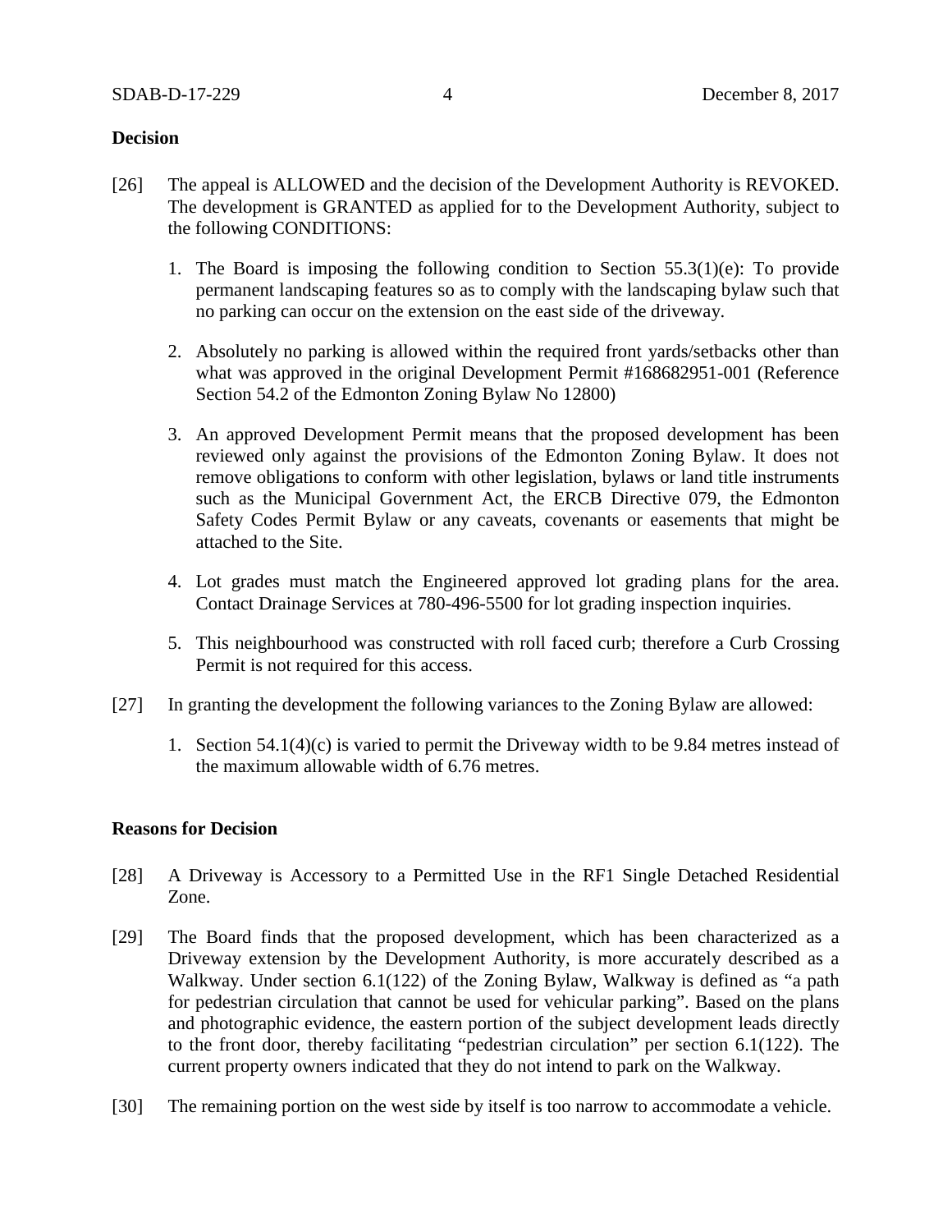**Decision**

[26] The appeal is ALLOWED and the decision of the Development Authority is REVOKED. The development is GRANTED as applied for to the Development Authority, subject to the following CONDITIONS:

1. The Board is imposing the following condition to Section 55.3(1)(e): To provide permanent landscaping features so as to comply with the landscaping bylaw such that no parking can occur on the extension on the east side of the driveway.

2. Absolutely no parking is allowed within the required front yards/setbacks other than what was approved in the original Development Permit #168682951-001 (Reference Section 54.2 of the Edmonton Zoning Bylaw No 12800)

3. An approved Development Permit means that the proposed development has been reviewed only against the provisions of the Edmonton Zoning Bylaw. It does not remove obligations to conform with other legislation, bylaws or land title instruments such as the Municipal Government Act, the ERCB Directive 079, the Edmonton Safety Codes Permit Bylaw or any caveats, covenants or easements that might be attached to the Site.

4. Lot grades must match the Engineered approved lot grading plans for the area. Contact Drainage Services at 780-496-5500 for lot grading inspection inquiries.

5. This neighbourhood was constructed with roll faced curb; therefore a Curb Crossing Permit is not required for this access.

[27] In granting the development the following variances to the Zoning Bylaw are allowed:

1. Section 54.1(4)(c) is varied to permit the Driveway width to be 9.84 metres instead of the maximum allowable width of 6.76 metres.

**Reasons for Decision**

[28] A Driveway is Accessory to a Permitted Use in the RF1 Single Detached Residential Zone.

[29] The Board finds that the proposed development, which has been characterized as a Driveway extension by the Development Authority, is more accurately described as a Walkway. Under section 6.1(122) of the Zoning Bylaw, Walkway is defined as "a path for pedestrian circulation that cannot be used for vehicular parking". Based on the plans and photographic evidence, the eastern portion of the subject development leads directly to the front door, thereby facilitating "pedestrian circulation" per section 6.1(122). The current property owners indicated that they do not intend to park on the Walkway.

[30] The remaining portion on the west side by itself is too narrow to accommodate a vehicle.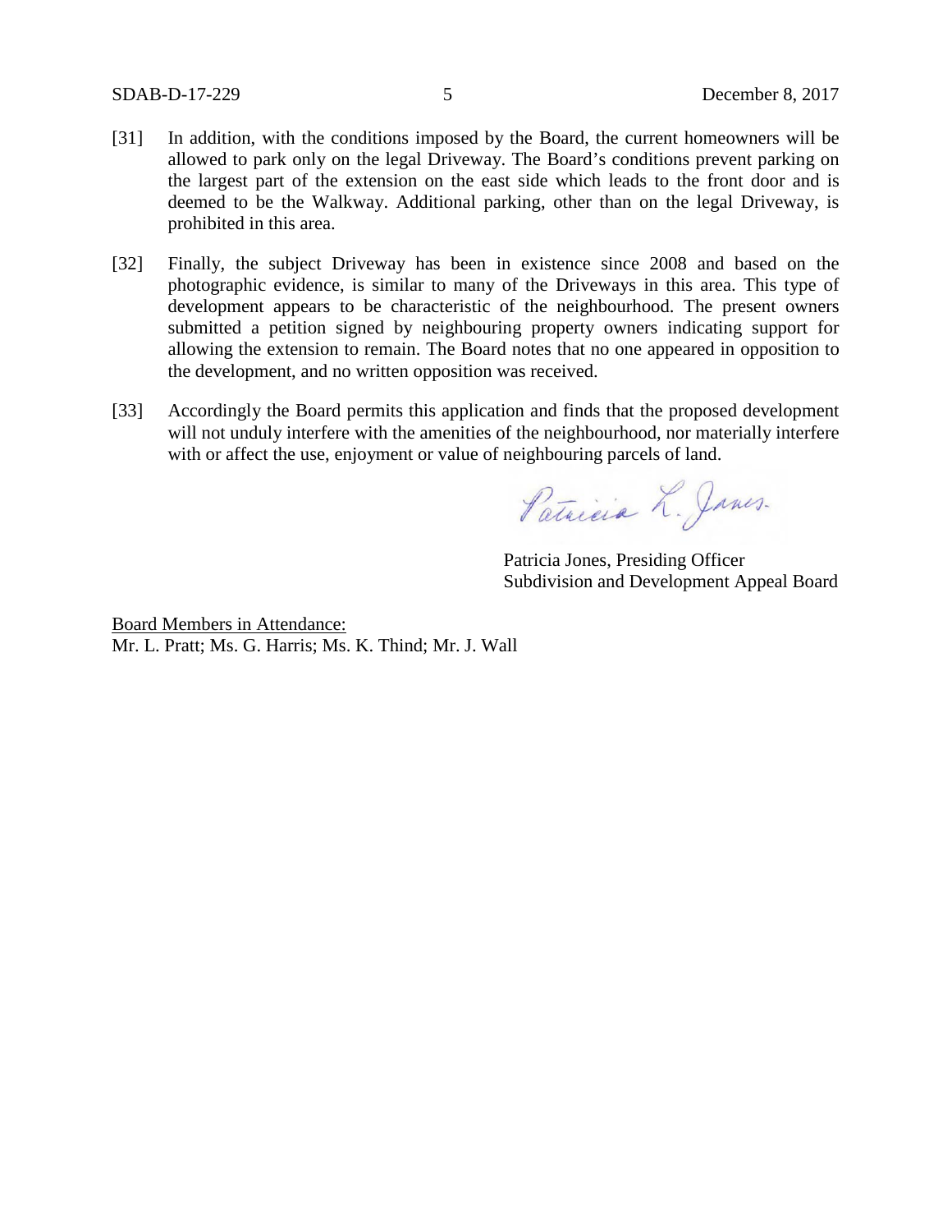[31] In addition, with the conditions imposed by the Board, the current homeowners will be allowed to park only on the legal Driveway. The Board's conditions prevent parking on the largest part of the extension on the east side which leads to the front door and is deemed to be the Walkway. Additional parking, other than on the legal Driveway, is prohibited in this area.

[32] Finally, the subject Driveway has been in existence since 2008 and based on the photographic evidence, is similar to many of the Driveways in this area. This type of development appears to be characteristic of the neighbourhood. The present owners submitted a petition signed by neighbouring property owners indicating support for allowing the extension to remain. The Board notes that no one appeared in opposition to the development, and no written opposition was received.

[33] Accordingly the Board permits this application and finds that the proposed development will not unduly interfere with the amenities of the neighbourhood, nor materially interfere with or affect the use, enjoyment or value of neighbouring parcels of land.

Patricia L. Jones.

Patricia Jones, Presiding Officer
Subdivision and Development Appeal Board

Board Members in Attendance:
Mr. L. Pratt; Ms. G. Harris; Ms. K. Thind; Mr. J. Wall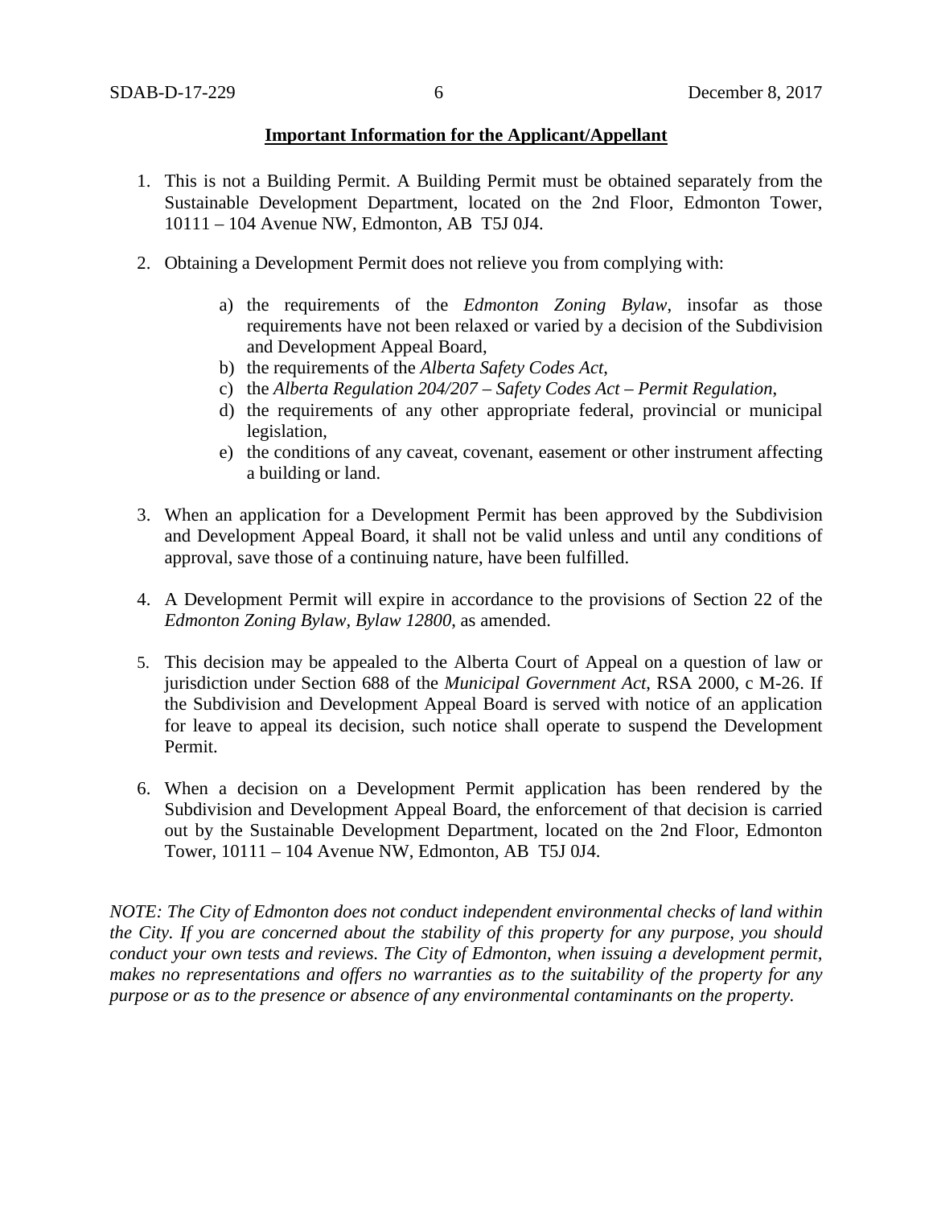**Important Information for the Applicant/Appellant**

1. This is not a Building Permit. A Building Permit must be obtained separately from the Sustainable Development Department, located on the 2nd Floor, Edmonton Tower, 10111 – 104 Avenue NW, Edmonton, AB T5J 0J4.

2. Obtaining a Development Permit does not relieve you from complying with:

    a) the requirements of the *Edmonton Zoning Bylaw*, insofar as those requirements have not been relaxed or varied by a decision of the Subdivision and Development Appeal Board,
    b) the requirements of the *Alberta Safety Codes Act*,
    c) the *Alberta Regulation 204/207 – Safety Codes Act – Permit Regulation*,
    d) the requirements of any other appropriate federal, provincial or municipal legislation,
    e) the conditions of any caveat, covenant, easement or other instrument affecting a building or land.

3. When an application for a Development Permit has been approved by the Subdivision and Development Appeal Board, it shall not be valid unless and until any conditions of approval, save those of a continuing nature, have been fulfilled.

4. A Development Permit will expire in accordance to the provisions of Section 22 of the *Edmonton Zoning Bylaw, Bylaw 12800*, as amended.

5. This decision may be appealed to the Alberta Court of Appeal on a question of law or jurisdiction under Section 688 of the *Municipal Government Act*, RSA 2000, c M-26. If the Subdivision and Development Appeal Board is served with notice of an application for leave to appeal its decision, such notice shall operate to suspend the Development Permit.

6. When a decision on a Development Permit application has been rendered by the Subdivision and Development Appeal Board, the enforcement of that decision is carried out by the Sustainable Development Department, located on the 2nd Floor, Edmonton Tower, 10111 – 104 Avenue NW, Edmonton, AB T5J 0J4.

*NOTE: The City of Edmonton does not conduct independent environmental checks of land within the City. If you are concerned about the stability of this property for any purpose, you should conduct your own tests and reviews. The City of Edmonton, when issuing a development permit, makes no representations and offers no warranties as to the suitability of the property for any purpose or as to the presence or absence of any environmental contaminants on the property.*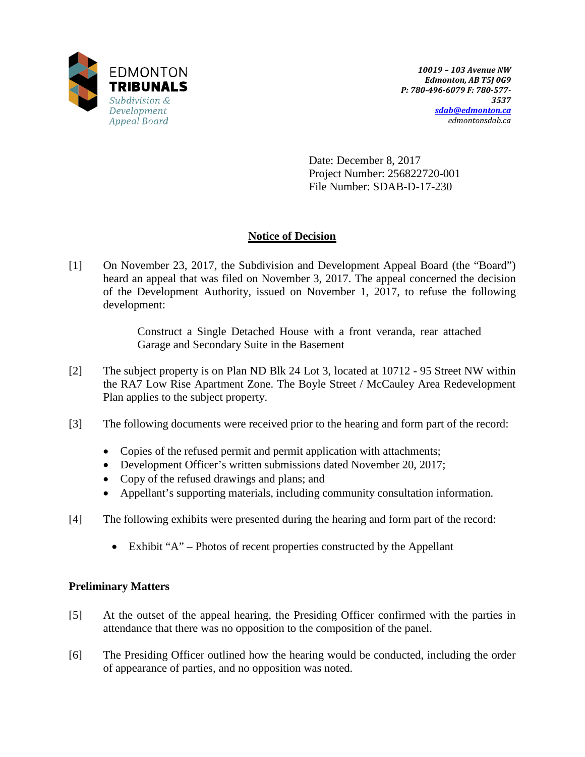EDMONTON
**TRIBUNALS**
*Subdivision & Development Appeal Board*

*10019 – 103 Avenue NW*
*Edmonton, AB T5J 0G9*
*P: 780-496-6079 F: 780-577-3537*
*sdab@edmonton.ca*
*edmontonsdab.ca*

Date: December 8, 2017
Project Number: 256822720-001
File Number: SDAB-D-17-230

## Notice of Decision

[1] On November 23, 2017, the Subdivision and Development Appeal Board (the "Board") heard an appeal that was filed on November 3, 2017. The appeal concerned the decision of the Development Authority, issued on November 1, 2017, to refuse the following development:

> Construct a Single Detached House with a front veranda, rear attached Garage and Secondary Suite in the Basement

[2] The subject property is on Plan ND Blk 24 Lot 3, located at 10712 - 95 Street NW within the RA7 Low Rise Apartment Zone. The Boyle Street / McCauley Area Redevelopment Plan applies to the subject property.

[3] The following documents were received prior to the hearing and form part of the record:

- Copies of the refused permit and permit application with attachments;
- Development Officer's written submissions dated November 20, 2017;
- Copy of the refused drawings and plans; and
- Appellant's supporting materials, including community consultation information.

[4] The following exhibits were presented during the hearing and form part of the record:

- Exhibit "A" – Photos of recent properties constructed by the Appellant

### Preliminary Matters

[5] At the outset of the appeal hearing, the Presiding Officer confirmed with the parties in attendance that there was no opposition to the composition of the panel.

[6] The Presiding Officer outlined how the hearing would be conducted, including the order of appearance of parties, and no opposition was noted.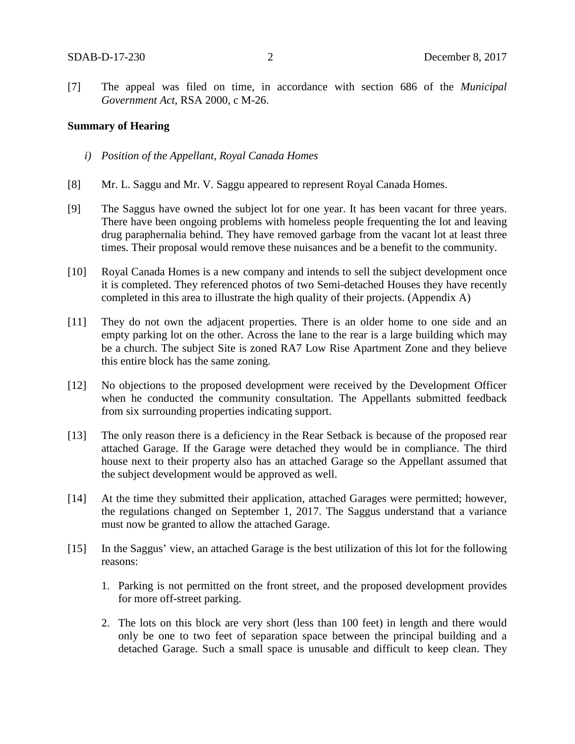[7] The appeal was filed on time, in accordance with section 686 of the *Municipal Government Act*, RSA 2000, c M-26.

**Summary of Hearing**

*i) Position of the Appellant, Royal Canada Homes*

[8] Mr. L. Saggu and Mr. V. Saggu appeared to represent Royal Canada Homes.

[9] The Saggus have owned the subject lot for one year. It has been vacant for three years. There have been ongoing problems with homeless people frequenting the lot and leaving drug paraphernalia behind. They have removed garbage from the vacant lot at least three times. Their proposal would remove these nuisances and be a benefit to the community.

[10] Royal Canada Homes is a new company and intends to sell the subject development once it is completed. They referenced photos of two Semi-detached Houses they have recently completed in this area to illustrate the high quality of their projects. (Appendix A)

[11] They do not own the adjacent properties. There is an older home to one side and an empty parking lot on the other. Across the lane to the rear is a large building which may be a church. The subject Site is zoned RA7 Low Rise Apartment Zone and they believe this entire block has the same zoning.

[12] No objections to the proposed development were received by the Development Officer when he conducted the community consultation. The Appellants submitted feedback from six surrounding properties indicating support.

[13] The only reason there is a deficiency in the Rear Setback is because of the proposed rear attached Garage. If the Garage were detached they would be in compliance. The third house next to their property also has an attached Garage so the Appellant assumed that the subject development would be approved as well.

[14] At the time they submitted their application, attached Garages were permitted; however, the regulations changed on September 1, 2017. The Saggus understand that a variance must now be granted to allow the attached Garage.

[15] In the Saggus' view, an attached Garage is the best utilization of this lot for the following reasons:

1. Parking is not permitted on the front street, and the proposed development provides for more off-street parking.

2. The lots on this block are very short (less than 100 feet) in length and there would only be one to two feet of separation space between the principal building and a detached Garage. Such a small space is unusable and difficult to keep clean. They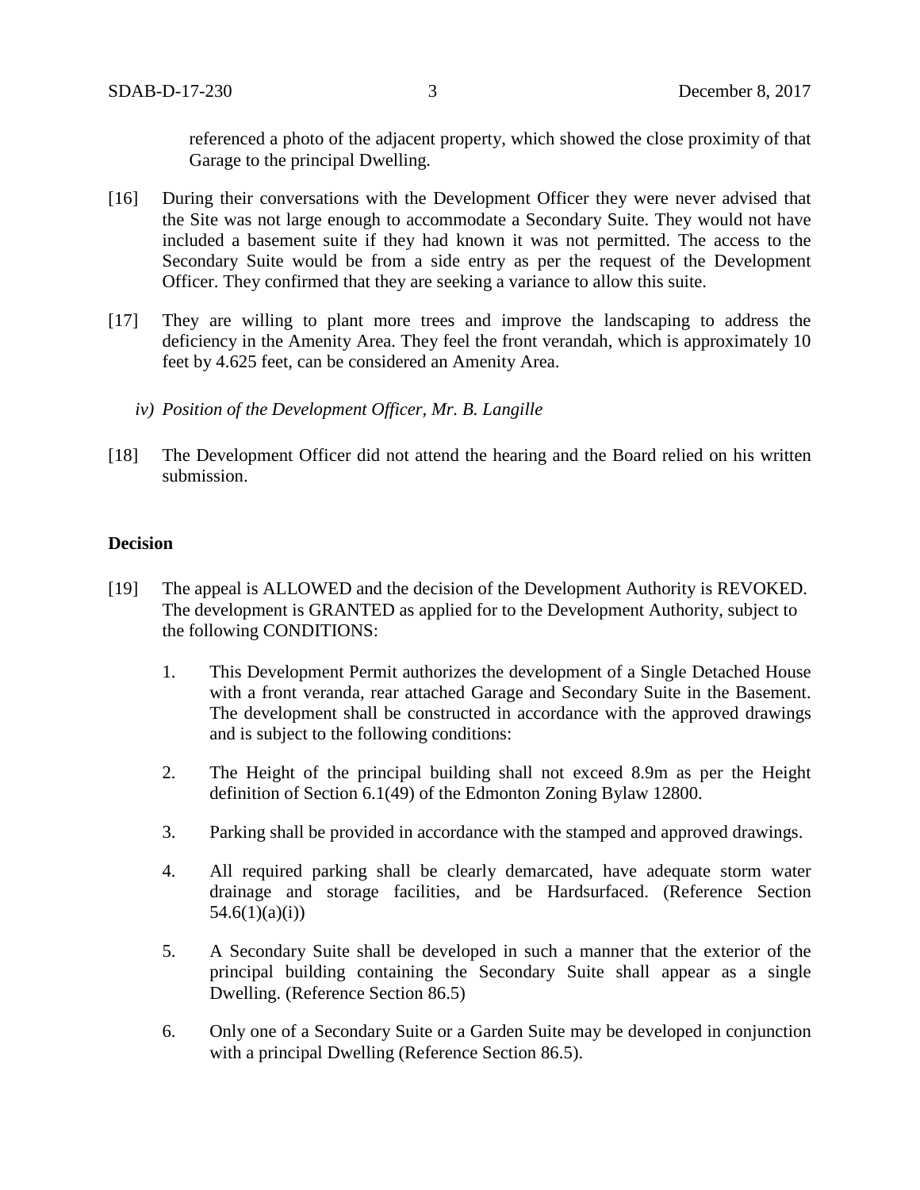referenced a photo of the adjacent property, which showed the close proximity of that Garage to the principal Dwelling.

[16] During their conversations with the Development Officer they were never advised that the Site was not large enough to accommodate a Secondary Suite. They would not have included a basement suite if they had known it was not permitted. The access to the Secondary Suite would be from a side entry as per the request of the Development Officer. They confirmed that they are seeking a variance to allow this suite.

[17] They are willing to plant more trees and improve the landscaping to address the deficiency in the Amenity Area. They feel the front verandah, which is approximately 10 feet by 4.625 feet, can be considered an Amenity Area.

*iv) Position of the Development Officer, Mr. B. Langille*

[18] The Development Officer did not attend the hearing and the Board relied on his written submission.

**Decision**

[19] The appeal is ALLOWED and the decision of the Development Authority is REVOKED. The development is GRANTED as applied for to the Development Authority, subject to the following CONDITIONS:

1. This Development Permit authorizes the development of a Single Detached House with a front veranda, rear attached Garage and Secondary Suite in the Basement. The development shall be constructed in accordance with the approved drawings and is subject to the following conditions:

2. The Height of the principal building shall not exceed 8.9m as per the Height definition of Section 6.1(49) of the Edmonton Zoning Bylaw 12800.

3. Parking shall be provided in accordance with the stamped and approved drawings.

4. All required parking shall be clearly demarcated, have adequate storm water drainage and storage facilities, and be Hardsurfaced. (Reference Section 54.6(1)(a)(i))

5. A Secondary Suite shall be developed in such a manner that the exterior of the principal building containing the Secondary Suite shall appear as a single Dwelling. (Reference Section 86.5)

6. Only one of a Secondary Suite or a Garden Suite may be developed in conjunction with a principal Dwelling (Reference Section 86.5).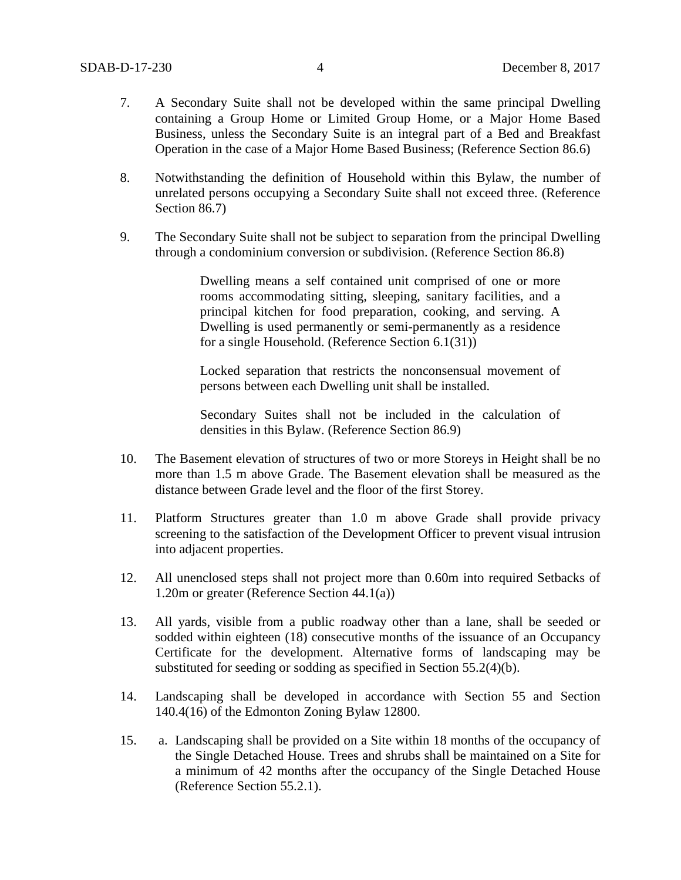7. A Secondary Suite shall not be developed within the same principal Dwelling containing a Group Home or Limited Group Home, or a Major Home Based Business, unless the Secondary Suite is an integral part of a Bed and Breakfast Operation in the case of a Major Home Based Business; (Reference Section 86.6)

8. Notwithstanding the definition of Household within this Bylaw, the number of unrelated persons occupying a Secondary Suite shall not exceed three. (Reference Section 86.7)

9. The Secondary Suite shall not be subject to separation from the principal Dwelling through a condominium conversion or subdivision. (Reference Section 86.8)

   > Dwelling means a self contained unit comprised of one or more rooms accommodating sitting, sleeping, sanitary facilities, and a principal kitchen for food preparation, cooking, and serving. A Dwelling is used permanently or semi-permanently as a residence for a single Household. (Reference Section 6.1(31))
   >
   > Locked separation that restricts the nonconsensual movement of persons between each Dwelling unit shall be installed.
   >
   > Secondary Suites shall not be included in the calculation of densities in this Bylaw. (Reference Section 86.9)

10. The Basement elevation of structures of two or more Storeys in Height shall be no more than 1.5 m above Grade. The Basement elevation shall be measured as the distance between Grade level and the floor of the first Storey.

11. Platform Structures greater than 1.0 m above Grade shall provide privacy screening to the satisfaction of the Development Officer to prevent visual intrusion into adjacent properties.

12. All unenclosed steps shall not project more than 0.60m into required Setbacks of 1.20m or greater (Reference Section 44.1(a))

13. All yards, visible from a public roadway other than a lane, shall be seeded or sodded within eighteen (18) consecutive months of the issuance of an Occupancy Certificate for the development. Alternative forms of landscaping may be substituted for seeding or sodding as specified in Section 55.2(4)(b).

14. Landscaping shall be developed in accordance with Section 55 and Section 140.4(16) of the Edmonton Zoning Bylaw 12800.

15. a. Landscaping shall be provided on a Site within 18 months of the occupancy of the Single Detached House. Trees and shrubs shall be maintained on a Site for a minimum of 42 months after the occupancy of the Single Detached House (Reference Section 55.2.1).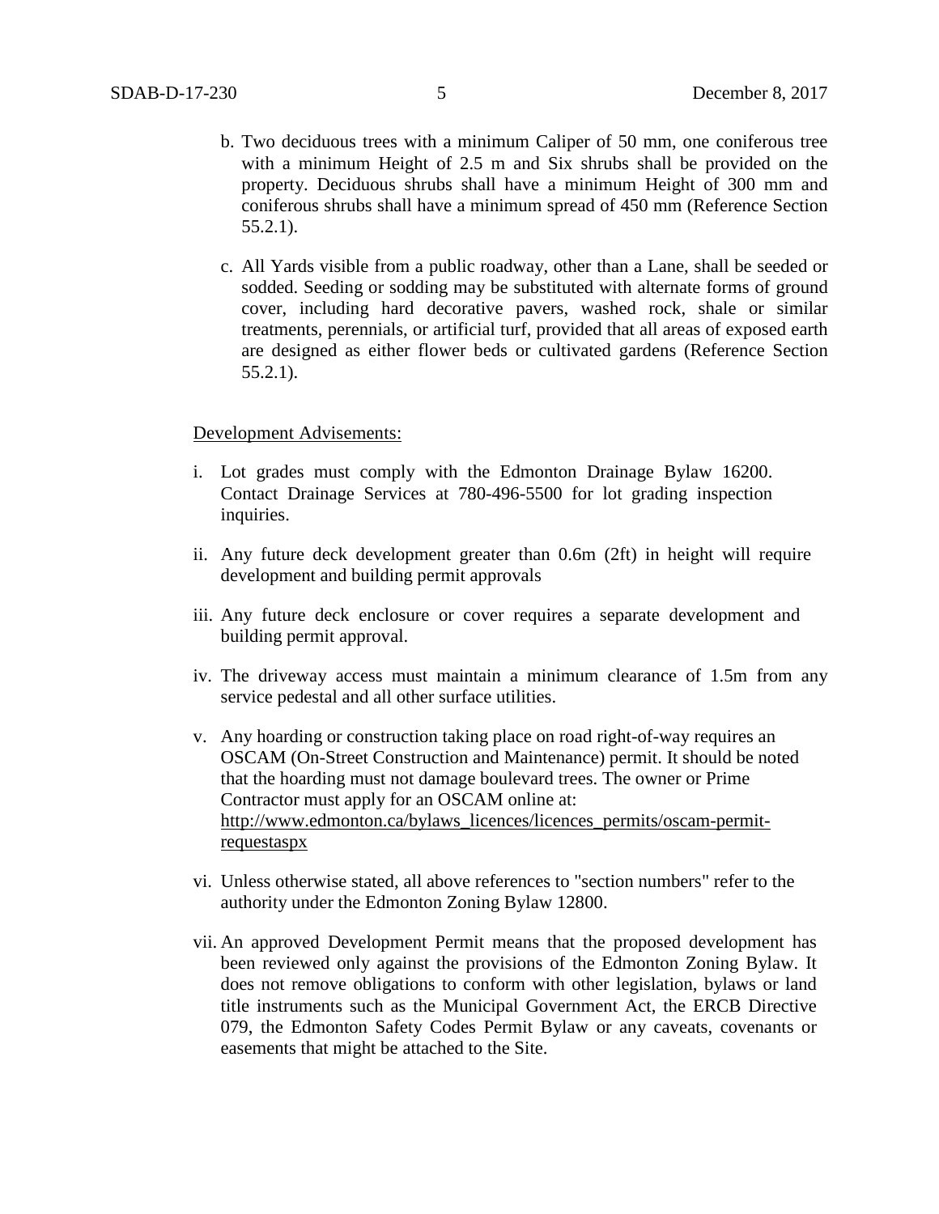b. Two deciduous trees with a minimum Caliper of 50 mm, one coniferous tree with a minimum Height of 2.5 m and Six shrubs shall be provided on the property. Deciduous shrubs shall have a minimum Height of 300 mm and coniferous shrubs shall have a minimum spread of 450 mm (Reference Section 55.2.1).

c. All Yards visible from a public roadway, other than a Lane, shall be seeded or sodded. Seeding or sodding may be substituted with alternate forms of ground cover, including hard decorative pavers, washed rock, shale or similar treatments, perennials, or artificial turf, provided that all areas of exposed earth are designed as either flower beds or cultivated gardens (Reference Section 55.2.1).

<u>Development Advisements:</u>

i. Lot grades must comply with the Edmonton Drainage Bylaw 16200. Contact Drainage Services at 780-496-5500 for lot grading inspection inquiries.

ii. Any future deck development greater than 0.6m (2ft) in height will require development and building permit approvals

iii. Any future deck enclosure or cover requires a separate development and building permit approval.

iv. The driveway access must maintain a minimum clearance of 1.5m from any service pedestal and all other surface utilities.

v. Any hoarding or construction taking place on road right-of-way requires an OSCAM (On-Street Construction and Maintenance) permit. It should be noted that the hoarding must not damage boulevard trees. The owner or Prime Contractor must apply for an OSCAM online at: http://www.edmonton.ca/bylaws_licences/licences_permits/oscam-permit-requestaspx

vi. Unless otherwise stated, all above references to "section numbers" refer to the authority under the Edmonton Zoning Bylaw 12800.

vii. An approved Development Permit means that the proposed development has been reviewed only against the provisions of the Edmonton Zoning Bylaw. It does not remove obligations to conform with other legislation, bylaws or land title instruments such as the Municipal Government Act, the ERCB Directive 079, the Edmonton Safety Codes Permit Bylaw or any caveats, covenants or easements that might be attached to the Site.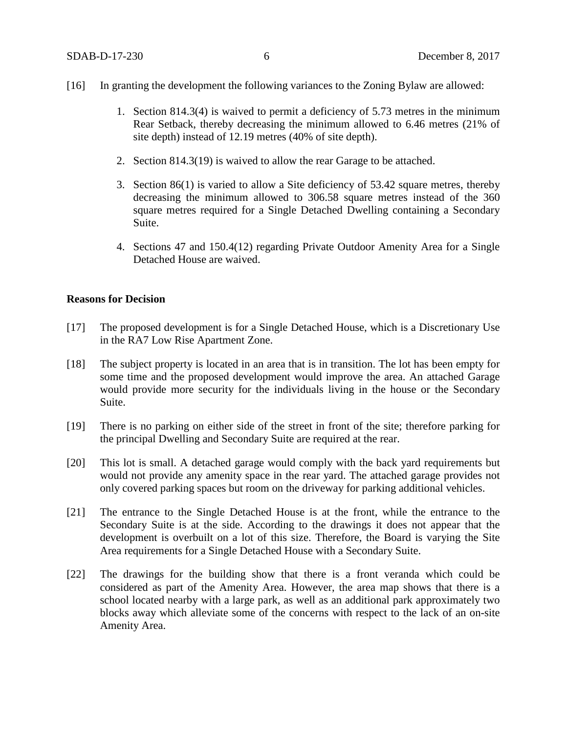[16] In granting the development the following variances to the Zoning Bylaw are allowed:

1. Section 814.3(4) is waived to permit a deficiency of 5.73 metres in the minimum Rear Setback, thereby decreasing the minimum allowed to 6.46 metres (21% of site depth) instead of 12.19 metres (40% of site depth).

2. Section 814.3(19) is waived to allow the rear Garage to be attached.

3. Section 86(1) is varied to allow a Site deficiency of 53.42 square metres, thereby decreasing the minimum allowed to 306.58 square metres instead of the 360 square metres required for a Single Detached Dwelling containing a Secondary Suite.

4. Sections 47 and 150.4(12) regarding Private Outdoor Amenity Area for a Single Detached House are waived.

**Reasons for Decision**

[17] The proposed development is for a Single Detached House, which is a Discretionary Use in the RA7 Low Rise Apartment Zone.

[18] The subject property is located in an area that is in transition. The lot has been empty for some time and the proposed development would improve the area. An attached Garage would provide more security for the individuals living in the house or the Secondary Suite.

[19] There is no parking on either side of the street in front of the site; therefore parking for the principal Dwelling and Secondary Suite are required at the rear.

[20] This lot is small. A detached garage would comply with the back yard requirements but would not provide any amenity space in the rear yard. The attached garage provides not only covered parking spaces but room on the driveway for parking additional vehicles.

[21] The entrance to the Single Detached House is at the front, while the entrance to the Secondary Suite is at the side. According to the drawings it does not appear that the development is overbuilt on a lot of this size. Therefore, the Board is varying the Site Area requirements for a Single Detached House with a Secondary Suite.

[22] The drawings for the building show that there is a front veranda which could be considered as part of the Amenity Area. However, the area map shows that there is a school located nearby with a large park, as well as an additional park approximately two blocks away which alleviate some of the concerns with respect to the lack of an on-site Amenity Area.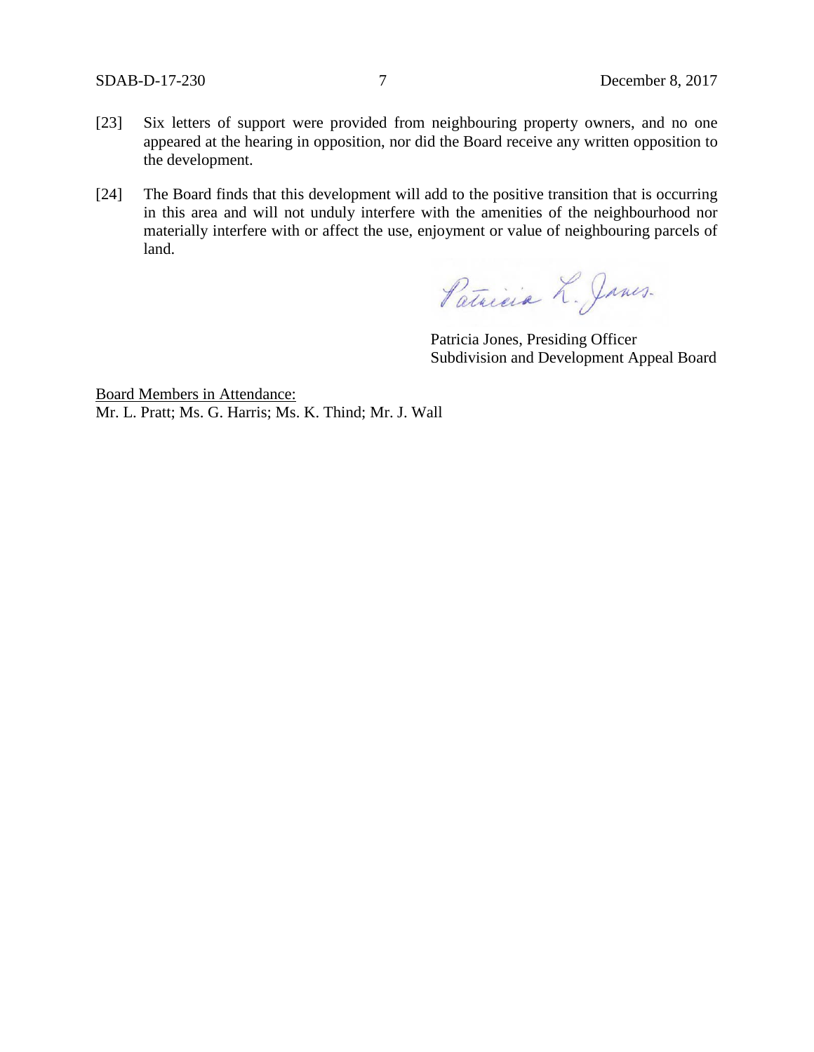[23] Six letters of support were provided from neighbouring property owners, and no one appeared at the hearing in opposition, nor did the Board receive any written opposition to the development.

[24] The Board finds that this development will add to the positive transition that is occurring in this area and will not unduly interfere with the amenities of the neighbourhood nor materially interfere with or affect the use, enjoyment or value of neighbouring parcels of land.

Patricia Jones, Presiding Officer
Subdivision and Development Appeal Board

Board Members in Attendance:
Mr. L. Pratt; Ms. G. Harris; Ms. K. Thind; Mr. J. Wall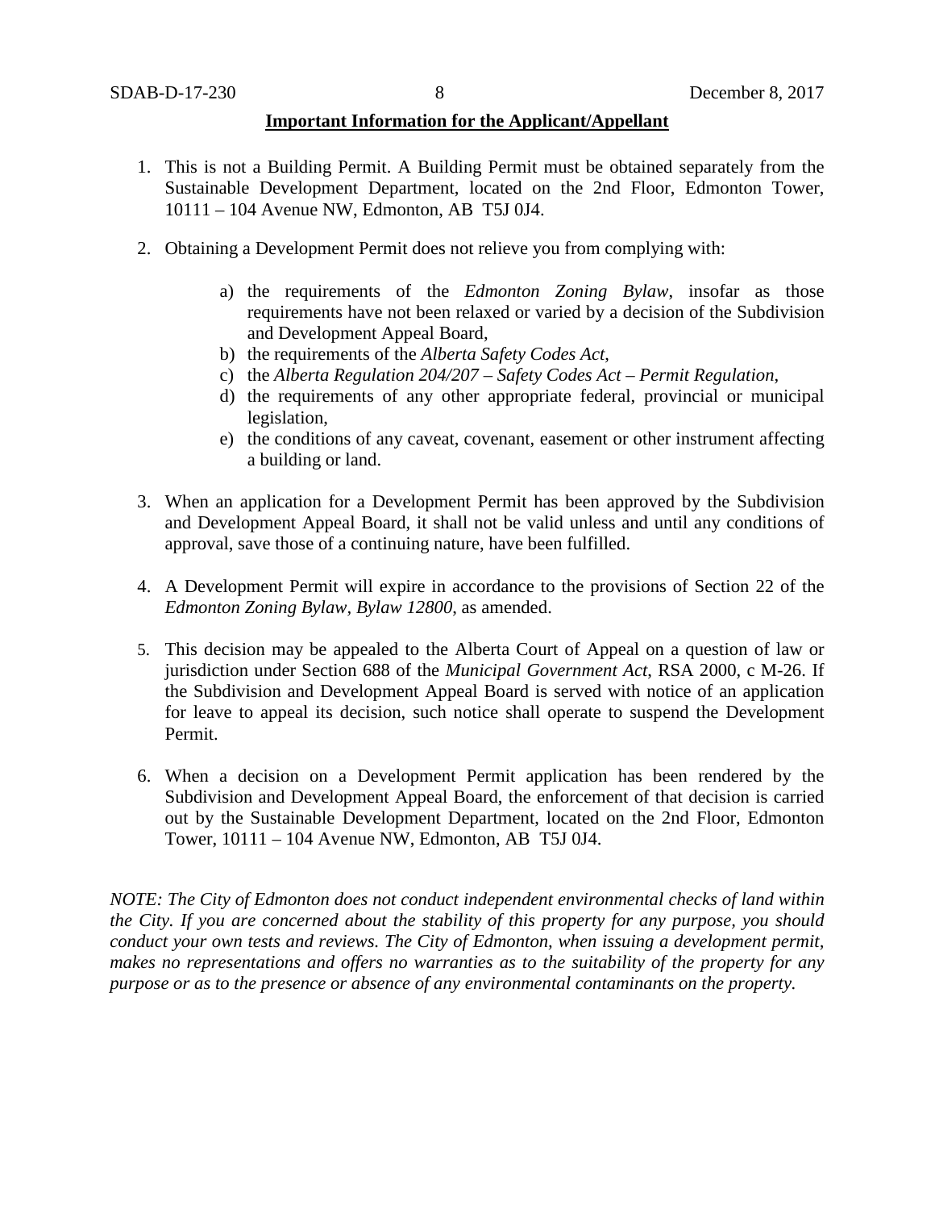**Important Information for the Applicant/Appellant**

1. This is not a Building Permit. A Building Permit must be obtained separately from the Sustainable Development Department, located on the 2nd Floor, Edmonton Tower, 10111 – 104 Avenue NW, Edmonton, AB T5J 0J4.

2. Obtaining a Development Permit does not relieve you from complying with:

   a) the requirements of the *Edmonton Zoning Bylaw*, insofar as those requirements have not been relaxed or varied by a decision of the Subdivision and Development Appeal Board,
   b) the requirements of the *Alberta Safety Codes Act*,
   c) the *Alberta Regulation 204/207 – Safety Codes Act – Permit Regulation*,
   d) the requirements of any other appropriate federal, provincial or municipal legislation,
   e) the conditions of any caveat, covenant, easement or other instrument affecting a building or land.

3. When an application for a Development Permit has been approved by the Subdivision and Development Appeal Board, it shall not be valid unless and until any conditions of approval, save those of a continuing nature, have been fulfilled.

4. A Development Permit will expire in accordance to the provisions of Section 22 of the *Edmonton Zoning Bylaw, Bylaw 12800*, as amended.

5. This decision may be appealed to the Alberta Court of Appeal on a question of law or jurisdiction under Section 688 of the *Municipal Government Act*, RSA 2000, c M-26. If the Subdivision and Development Appeal Board is served with notice of an application for leave to appeal its decision, such notice shall operate to suspend the Development Permit.

6. When a decision on a Development Permit application has been rendered by the Subdivision and Development Appeal Board, the enforcement of that decision is carried out by the Sustainable Development Department, located on the 2nd Floor, Edmonton Tower, 10111 – 104 Avenue NW, Edmonton, AB T5J 0J4.

*NOTE: The City of Edmonton does not conduct independent environmental checks of land within the City. If you are concerned about the stability of this property for any purpose, you should conduct your own tests and reviews. The City of Edmonton, when issuing a development permit, makes no representations and offers no warranties as to the suitability of the property for any purpose or as to the presence or absence of any environmental contaminants on the property.*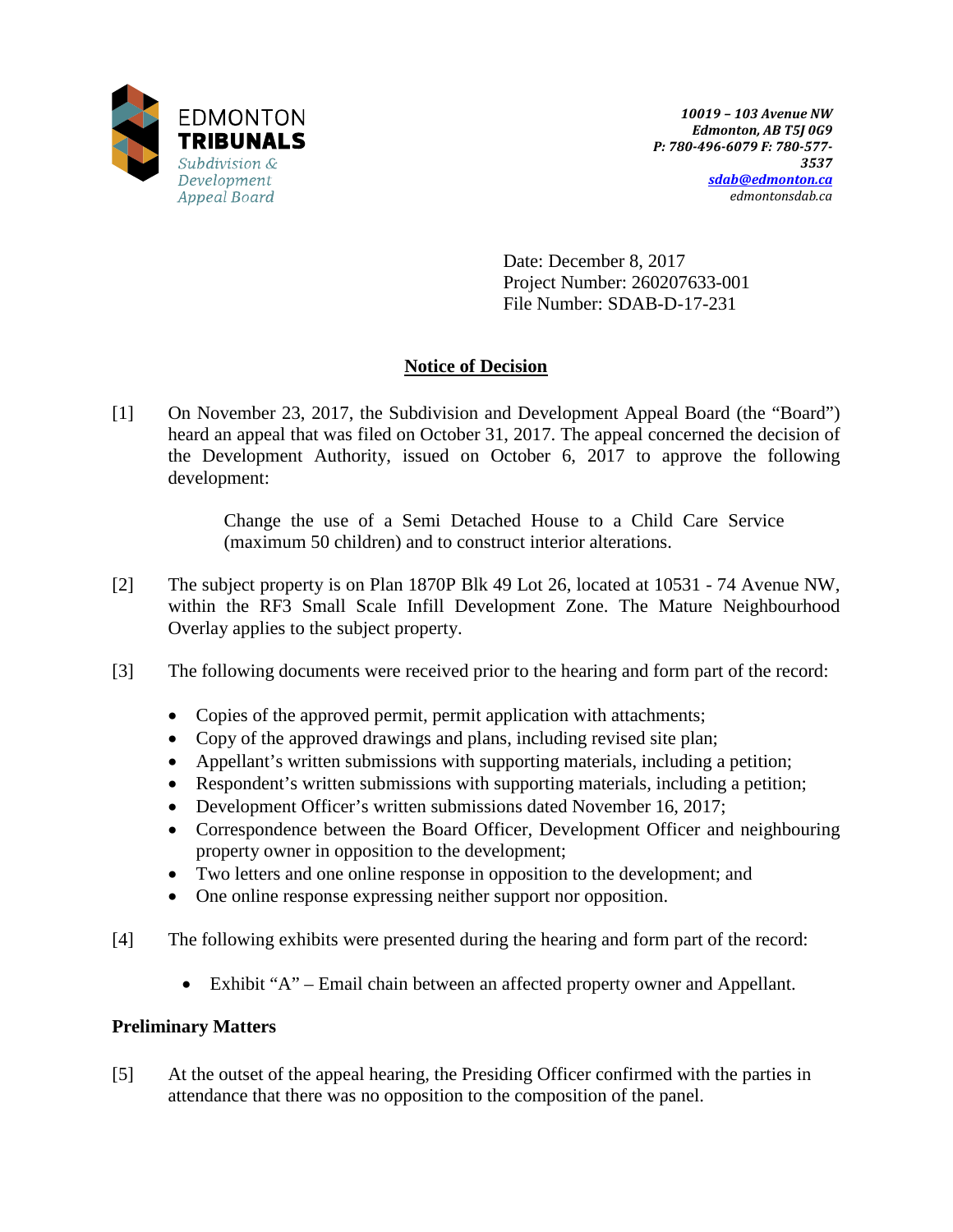EDMONTON
**TRIBUNALS**
*Subdivision & Development Appeal Board*

*10019 – 103 Avenue NW*
*Edmonton, AB T5J 0G9*
*P: 780-496-6079 F: 780-577-3537*
*sdab@edmonton.ca*
*edmontonsdab.ca*

Date: December 8, 2017
Project Number: 260207633-001
File Number: SDAB-D-17-231

## Notice of Decision

[1] On November 23, 2017, the Subdivision and Development Appeal Board (the "Board") heard an appeal that was filed on October 31, 2017. The appeal concerned the decision of the Development Authority, issued on October 6, 2017 to approve the following development:

> Change the use of a Semi Detached House to a Child Care Service (maximum 50 children) and to construct interior alterations.

[2] The subject property is on Plan 1870P Blk 49 Lot 26, located at 10531 - 74 Avenue NW, within the RF3 Small Scale Infill Development Zone. The Mature Neighbourhood Overlay applies to the subject property.

[3] The following documents were received prior to the hearing and form part of the record:

- Copies of the approved permit, permit application with attachments;
- Copy of the approved drawings and plans, including revised site plan;
- Appellant's written submissions with supporting materials, including a petition;
- Respondent's written submissions with supporting materials, including a petition;
- Development Officer's written submissions dated November 16, 2017;
- Correspondence between the Board Officer, Development Officer and neighbouring property owner in opposition to the development;
- Two letters and one online response in opposition to the development; and
- One online response expressing neither support nor opposition.

[4] The following exhibits were presented during the hearing and form part of the record:

- Exhibit "A" – Email chain between an affected property owner and Appellant.

### Preliminary Matters

[5] At the outset of the appeal hearing, the Presiding Officer confirmed with the parties in attendance that there was no opposition to the composition of the panel.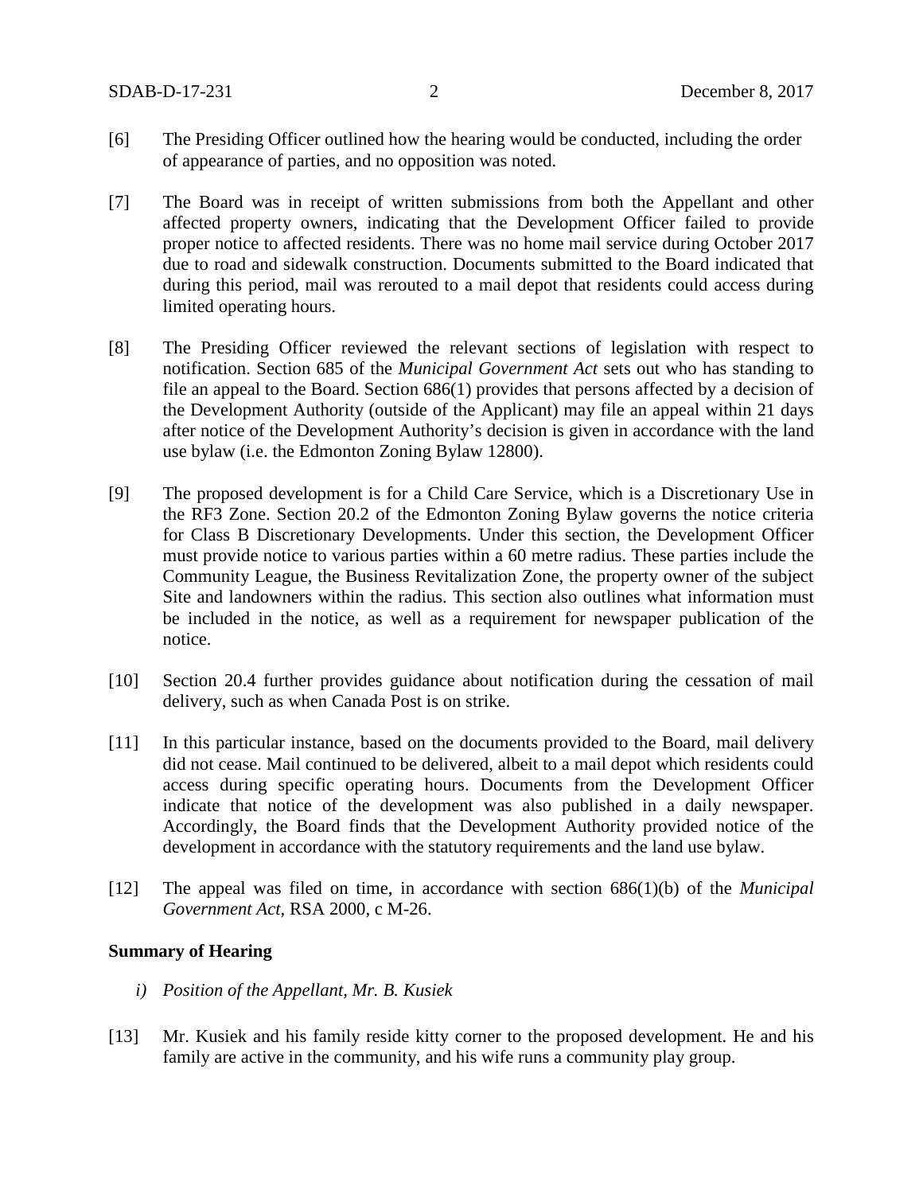[6] The Presiding Officer outlined how the hearing would be conducted, including the order of appearance of parties, and no opposition was noted.

[7] The Board was in receipt of written submissions from both the Appellant and other affected property owners, indicating that the Development Officer failed to provide proper notice to affected residents. There was no home mail service during October 2017 due to road and sidewalk construction. Documents submitted to the Board indicated that during this period, mail was rerouted to a mail depot that residents could access during limited operating hours.

[8] The Presiding Officer reviewed the relevant sections of legislation with respect to notification. Section 685 of the *Municipal Government Act* sets out who has standing to file an appeal to the Board. Section 686(1) provides that persons affected by a decision of the Development Authority (outside of the Applicant) may file an appeal within 21 days after notice of the Development Authority's decision is given in accordance with the land use bylaw (i.e. the Edmonton Zoning Bylaw 12800).

[9] The proposed development is for a Child Care Service, which is a Discretionary Use in the RF3 Zone. Section 20.2 of the Edmonton Zoning Bylaw governs the notice criteria for Class B Discretionary Developments. Under this section, the Development Officer must provide notice to various parties within a 60 metre radius. These parties include the Community League, the Business Revitalization Zone, the property owner of the subject Site and landowners within the radius. This section also outlines what information must be included in the notice, as well as a requirement for newspaper publication of the notice.

[10] Section 20.4 further provides guidance about notification during the cessation of mail delivery, such as when Canada Post is on strike.

[11] In this particular instance, based on the documents provided to the Board, mail delivery did not cease. Mail continued to be delivered, albeit to a mail depot which residents could access during specific operating hours. Documents from the Development Officer indicate that notice of the development was also published in a daily newspaper. Accordingly, the Board finds that the Development Authority provided notice of the development in accordance with the statutory requirements and the land use bylaw.

[12] The appeal was filed on time, in accordance with section 686(1)(b) of the *Municipal Government Act*, RSA 2000, c M-26.

**Summary of Hearing**

*i) Position of the Appellant, Mr. B. Kusiek*

[13] Mr. Kusiek and his family reside kitty corner to the proposed development. He and his family are active in the community, and his wife runs a community play group.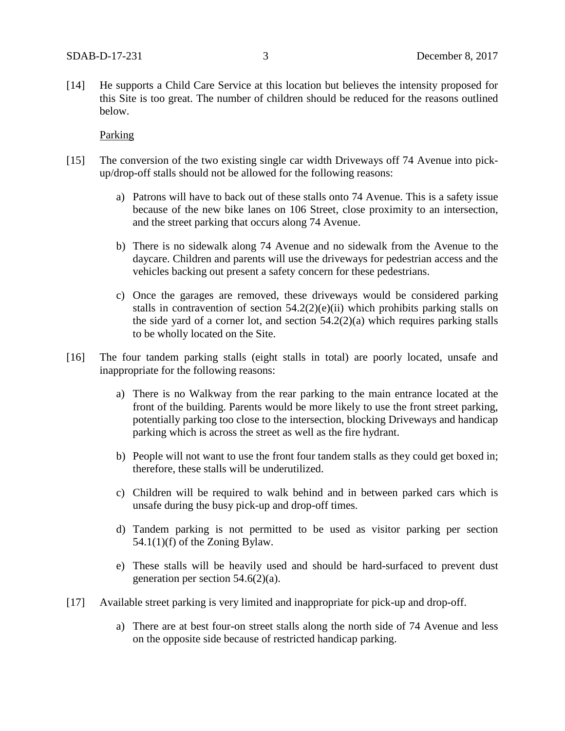[14] He supports a Child Care Service at this location but believes the intensity proposed for this Site is too great. The number of children should be reduced for the reasons outlined below.

Parking

[15] The conversion of the two existing single car width Driveways off 74 Avenue into pick-up/drop-off stalls should not be allowed for the following reasons:

a) Patrons will have to back out of these stalls onto 74 Avenue. This is a safety issue because of the new bike lanes on 106 Street, close proximity to an intersection, and the street parking that occurs along 74 Avenue.

b) There is no sidewalk along 74 Avenue and no sidewalk from the Avenue to the daycare. Children and parents will use the driveways for pedestrian access and the vehicles backing out present a safety concern for these pedestrians.

c) Once the garages are removed, these driveways would be considered parking stalls in contravention of section 54.2(2)(e)(ii) which prohibits parking stalls on the side yard of a corner lot, and section 54.2(2)(a) which requires parking stalls to be wholly located on the Site.

[16] The four tandem parking stalls (eight stalls in total) are poorly located, unsafe and inappropriate for the following reasons:

a) There is no Walkway from the rear parking to the main entrance located at the front of the building. Parents would be more likely to use the front street parking, potentially parking too close to the intersection, blocking Driveways and handicap parking which is across the street as well as the fire hydrant.

b) People will not want to use the front four tandem stalls as they could get boxed in; therefore, these stalls will be underutilized.

c) Children will be required to walk behind and in between parked cars which is unsafe during the busy pick-up and drop-off times.

d) Tandem parking is not permitted to be used as visitor parking per section 54.1(1)(f) of the Zoning Bylaw.

e) These stalls will be heavily used and should be hard-surfaced to prevent dust generation per section 54.6(2)(a).

[17] Available street parking is very limited and inappropriate for pick-up and drop-off.

a) There are at best four-on street stalls along the north side of 74 Avenue and less on the opposite side because of restricted handicap parking.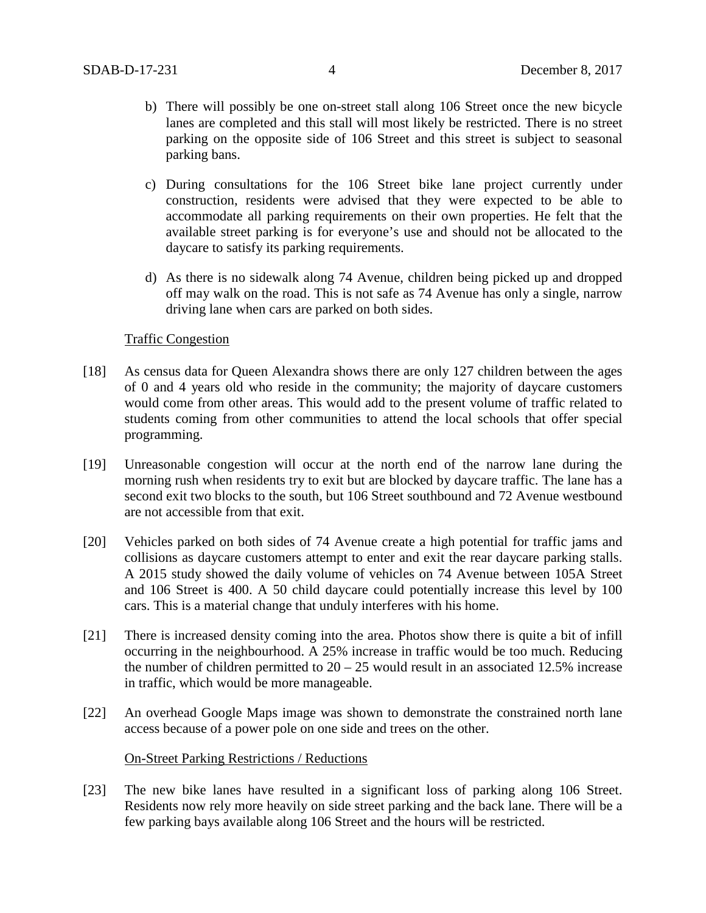b) There will possibly be one on-street stall along 106 Street once the new bicycle lanes are completed and this stall will most likely be restricted. There is no street parking on the opposite side of 106 Street and this street is subject to seasonal parking bans.

c) During consultations for the 106 Street bike lane project currently under construction, residents were advised that they were expected to be able to accommodate all parking requirements on their own properties. He felt that the available street parking is for everyone's use and should not be allocated to the daycare to satisfy its parking requirements.

d) As there is no sidewalk along 74 Avenue, children being picked up and dropped off may walk on the road. This is not safe as 74 Avenue has only a single, narrow driving lane when cars are parked on both sides.

Traffic Congestion

[18] As census data for Queen Alexandra shows there are only 127 children between the ages of 0 and 4 years old who reside in the community; the majority of daycare customers would come from other areas. This would add to the present volume of traffic related to students coming from other communities to attend the local schools that offer special programming.

[19] Unreasonable congestion will occur at the north end of the narrow lane during the morning rush when residents try to exit but are blocked by daycare traffic. The lane has a second exit two blocks to the south, but 106 Street southbound and 72 Avenue westbound are not accessible from that exit.

[20] Vehicles parked on both sides of 74 Avenue create a high potential for traffic jams and collisions as daycare customers attempt to enter and exit the rear daycare parking stalls. A 2015 study showed the daily volume of vehicles on 74 Avenue between 105A Street and 106 Street is 400. A 50 child daycare could potentially increase this level by 100 cars. This is a material change that unduly interferes with his home.

[21] There is increased density coming into the area. Photos show there is quite a bit of infill occurring in the neighbourhood. A 25% increase in traffic would be too much. Reducing the number of children permitted to 20 – 25 would result in an associated 12.5% increase in traffic, which would be more manageable.

[22] An overhead Google Maps image was shown to demonstrate the constrained north lane access because of a power pole on one side and trees on the other.

On-Street Parking Restrictions / Reductions

[23] The new bike lanes have resulted in a significant loss of parking along 106 Street. Residents now rely more heavily on side street parking and the back lane. There will be a few parking bays available along 106 Street and the hours will be restricted.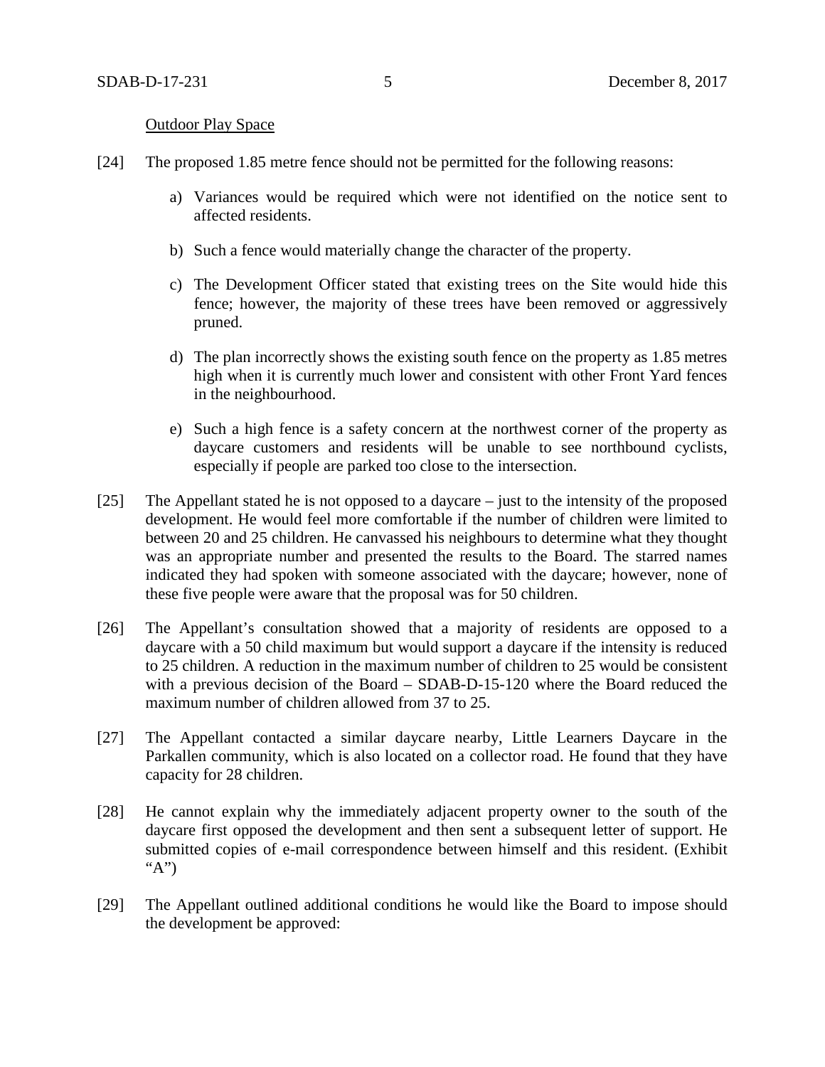Outdoor Play Space

[24] The proposed 1.85 metre fence should not be permitted for the following reasons:

a) Variances would be required which were not identified on the notice sent to affected residents.

b) Such a fence would materially change the character of the property.

c) The Development Officer stated that existing trees on the Site would hide this fence; however, the majority of these trees have been removed or aggressively pruned.

d) The plan incorrectly shows the existing south fence on the property as 1.85 metres high when it is currently much lower and consistent with other Front Yard fences in the neighbourhood.

e) Such a high fence is a safety concern at the northwest corner of the property as daycare customers and residents will be unable to see northbound cyclists, especially if people are parked too close to the intersection.

[25] The Appellant stated he is not opposed to a daycare – just to the intensity of the proposed development. He would feel more comfortable if the number of children were limited to between 20 and 25 children. He canvassed his neighbours to determine what they thought was an appropriate number and presented the results to the Board. The starred names indicated they had spoken with someone associated with the daycare; however, none of these five people were aware that the proposal was for 50 children.

[26] The Appellant's consultation showed that a majority of residents are opposed to a daycare with a 50 child maximum but would support a daycare if the intensity is reduced to 25 children. A reduction in the maximum number of children to 25 would be consistent with a previous decision of the Board – SDAB-D-15-120 where the Board reduced the maximum number of children allowed from 37 to 25.

[27] The Appellant contacted a similar daycare nearby, Little Learners Daycare in the Parkallen community, which is also located on a collector road. He found that they have capacity for 28 children.

[28] He cannot explain why the immediately adjacent property owner to the south of the daycare first opposed the development and then sent a subsequent letter of support. He submitted copies of e-mail correspondence between himself and this resident. (Exhibit "A")

[29] The Appellant outlined additional conditions he would like the Board to impose should the development be approved: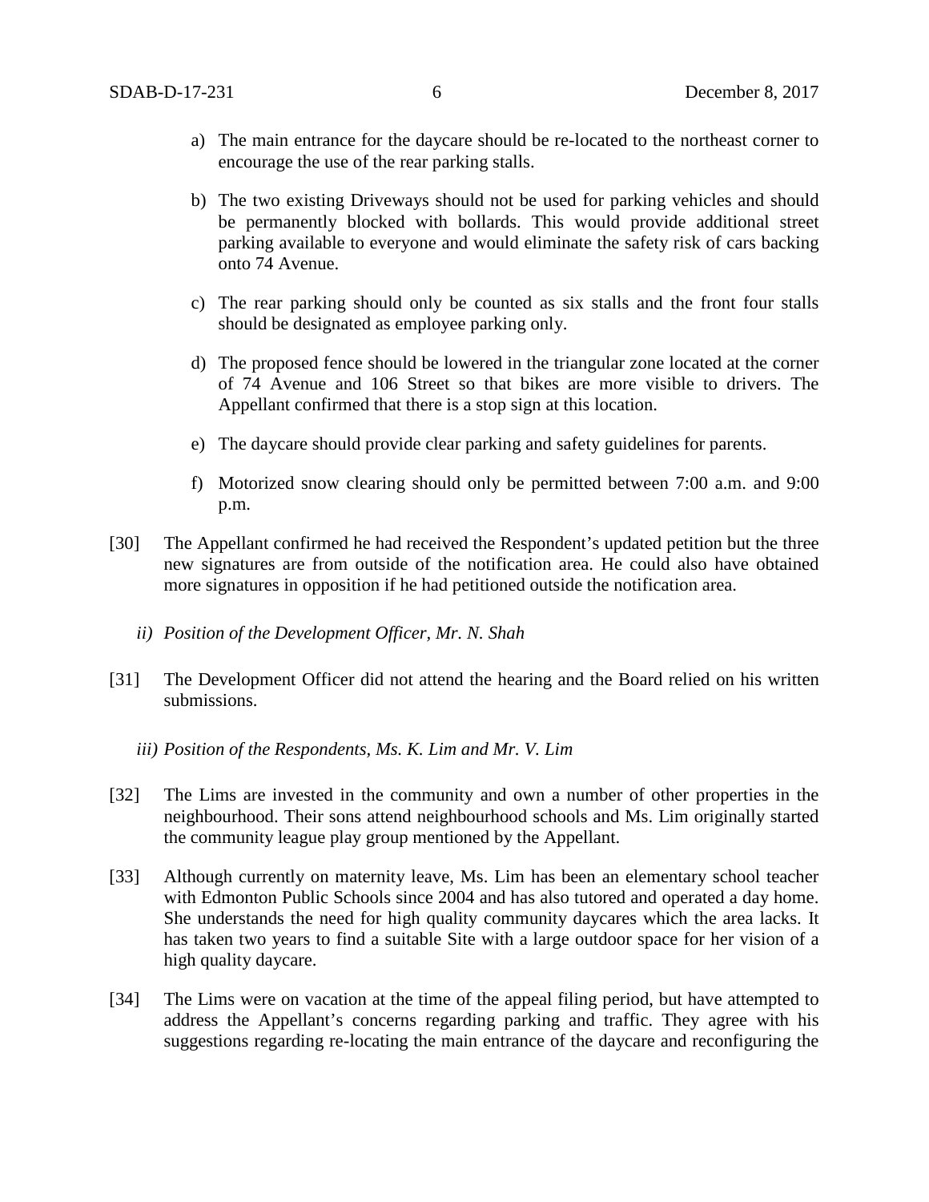a) The main entrance for the daycare should be re-located to the northeast corner to encourage the use of the rear parking stalls.

b) The two existing Driveways should not be used for parking vehicles and should be permanently blocked with bollards. This would provide additional street parking available to everyone and would eliminate the safety risk of cars backing onto 74 Avenue.

c) The rear parking should only be counted as six stalls and the front four stalls should be designated as employee parking only.

d) The proposed fence should be lowered in the triangular zone located at the corner of 74 Avenue and 106 Street so that bikes are more visible to drivers. The Appellant confirmed that there is a stop sign at this location.

e) The daycare should provide clear parking and safety guidelines for parents.

f) Motorized snow clearing should only be permitted between 7:00 a.m. and 9:00 p.m.

[30] The Appellant confirmed he had received the Respondent's updated petition but the three new signatures are from outside of the notification area. He could also have obtained more signatures in opposition if he had petitioned outside the notification area.

*ii) Position of the Development Officer, Mr. N. Shah*

[31] The Development Officer did not attend the hearing and the Board relied on his written submissions.

*iii) Position of the Respondents, Ms. K. Lim and Mr. V. Lim*

[32] The Lims are invested in the community and own a number of other properties in the neighbourhood. Their sons attend neighbourhood schools and Ms. Lim originally started the community league play group mentioned by the Appellant.

[33] Although currently on maternity leave, Ms. Lim has been an elementary school teacher with Edmonton Public Schools since 2004 and has also tutored and operated a day home. She understands the need for high quality community daycares which the area lacks. It has taken two years to find a suitable Site with a large outdoor space for her vision of a high quality daycare.

[34] The Lims were on vacation at the time of the appeal filing period, but have attempted to address the Appellant's concerns regarding parking and traffic. They agree with his suggestions regarding re-locating the main entrance of the daycare and reconfiguring the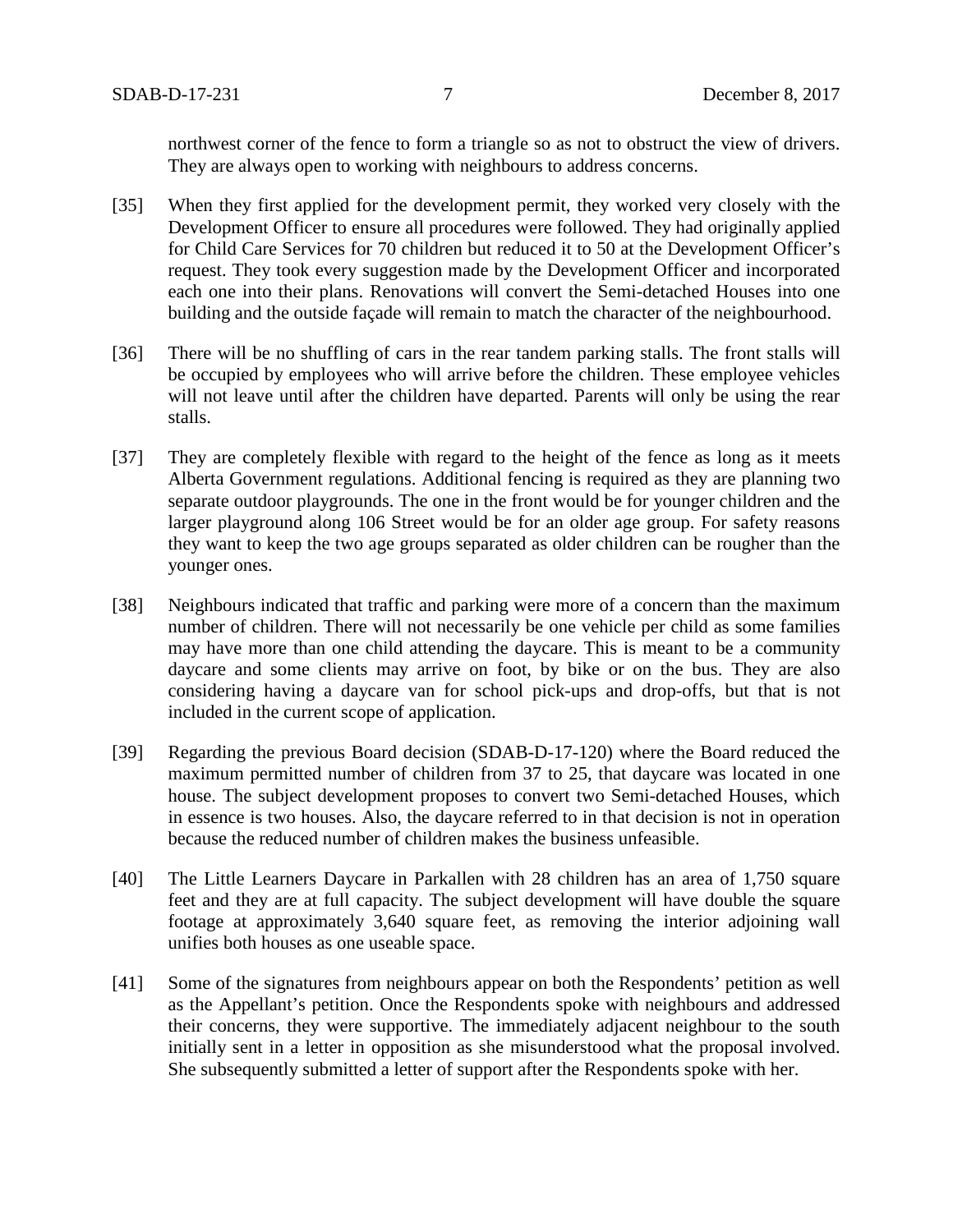northwest corner of the fence to form a triangle so as not to obstruct the view of drivers. They are always open to working with neighbours to address concerns.

[35] When they first applied for the development permit, they worked very closely with the Development Officer to ensure all procedures were followed. They had originally applied for Child Care Services for 70 children but reduced it to 50 at the Development Officer's request. They took every suggestion made by the Development Officer and incorporated each one into their plans. Renovations will convert the Semi-detached Houses into one building and the outside façade will remain to match the character of the neighbourhood.

[36] There will be no shuffling of cars in the rear tandem parking stalls. The front stalls will be occupied by employees who will arrive before the children. These employee vehicles will not leave until after the children have departed. Parents will only be using the rear stalls.

[37] They are completely flexible with regard to the height of the fence as long as it meets Alberta Government regulations. Additional fencing is required as they are planning two separate outdoor playgrounds. The one in the front would be for younger children and the larger playground along 106 Street would be for an older age group. For safety reasons they want to keep the two age groups separated as older children can be rougher than the younger ones.

[38] Neighbours indicated that traffic and parking were more of a concern than the maximum number of children. There will not necessarily be one vehicle per child as some families may have more than one child attending the daycare. This is meant to be a community daycare and some clients may arrive on foot, by bike or on the bus. They are also considering having a daycare van for school pick-ups and drop-offs, but that is not included in the current scope of application.

[39] Regarding the previous Board decision (SDAB-D-17-120) where the Board reduced the maximum permitted number of children from 37 to 25, that daycare was located in one house. The subject development proposes to convert two Semi-detached Houses, which in essence is two houses. Also, the daycare referred to in that decision is not in operation because the reduced number of children makes the business unfeasible.

[40] The Little Learners Daycare in Parkallen with 28 children has an area of 1,750 square feet and they are at full capacity. The subject development will have double the square footage at approximately 3,640 square feet, as removing the interior adjoining wall unifies both houses as one useable space.

[41] Some of the signatures from neighbours appear on both the Respondents' petition as well as the Appellant's petition. Once the Respondents spoke with neighbours and addressed their concerns, they were supportive. The immediately adjacent neighbour to the south initially sent in a letter in opposition as she misunderstood what the proposal involved. She subsequently submitted a letter of support after the Respondents spoke with her.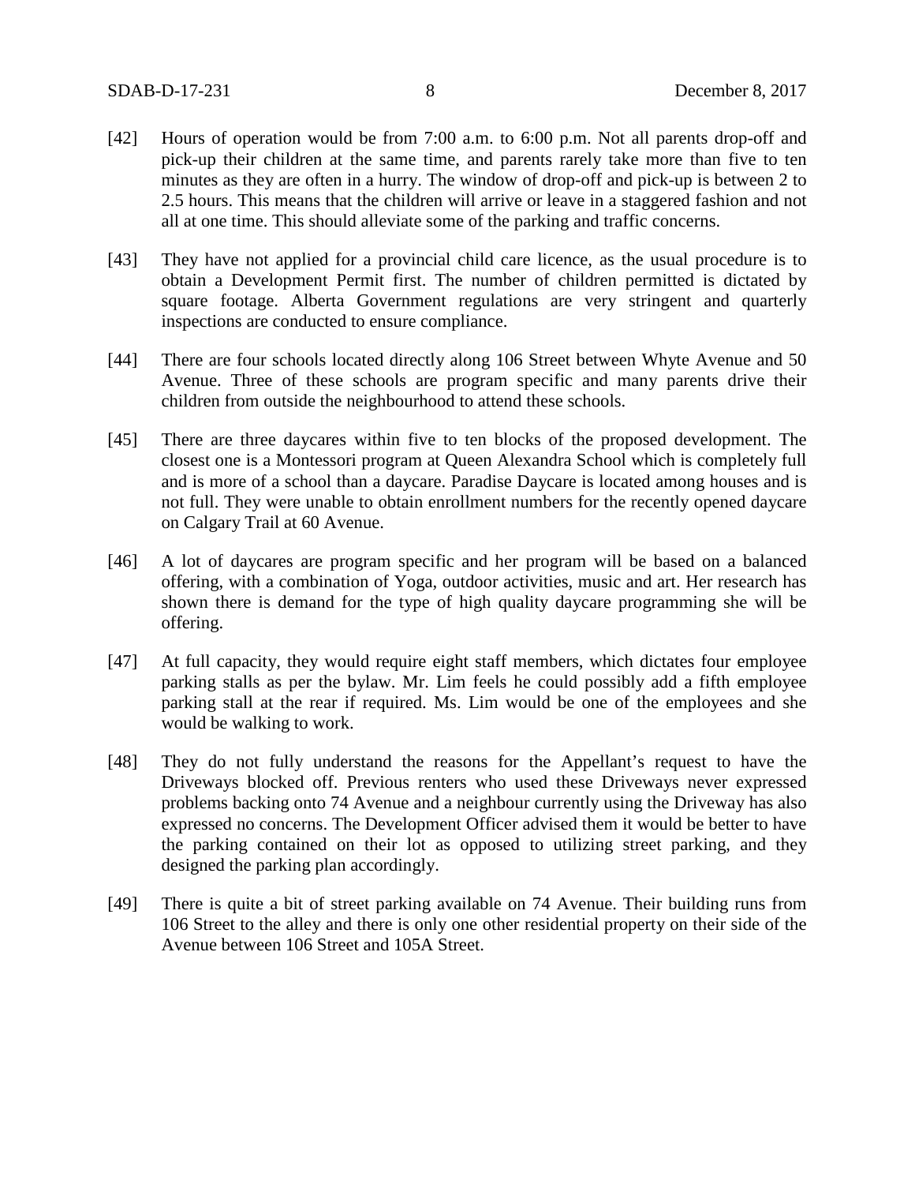[42] Hours of operation would be from 7:00 a.m. to 6:00 p.m. Not all parents drop-off and pick-up their children at the same time, and parents rarely take more than five to ten minutes as they are often in a hurry. The window of drop-off and pick-up is between 2 to 2.5 hours. This means that the children will arrive or leave in a staggered fashion and not all at one time. This should alleviate some of the parking and traffic concerns.

[43] They have not applied for a provincial child care licence, as the usual procedure is to obtain a Development Permit first. The number of children permitted is dictated by square footage. Alberta Government regulations are very stringent and quarterly inspections are conducted to ensure compliance.

[44] There are four schools located directly along 106 Street between Whyte Avenue and 50 Avenue. Three of these schools are program specific and many parents drive their children from outside the neighbourhood to attend these schools.

[45] There are three daycares within five to ten blocks of the proposed development. The closest one is a Montessori program at Queen Alexandra School which is completely full and is more of a school than a daycare. Paradise Daycare is located among houses and is not full. They were unable to obtain enrollment numbers for the recently opened daycare on Calgary Trail at 60 Avenue.

[46] A lot of daycares are program specific and her program will be based on a balanced offering, with a combination of Yoga, outdoor activities, music and art. Her research has shown there is demand for the type of high quality daycare programming she will be offering.

[47] At full capacity, they would require eight staff members, which dictates four employee parking stalls as per the bylaw. Mr. Lim feels he could possibly add a fifth employee parking stall at the rear if required. Ms. Lim would be one of the employees and she would be walking to work.

[48] They do not fully understand the reasons for the Appellant's request to have the Driveways blocked off. Previous renters who used these Driveways never expressed problems backing onto 74 Avenue and a neighbour currently using the Driveway has also expressed no concerns. The Development Officer advised them it would be better to have the parking contained on their lot as opposed to utilizing street parking, and they designed the parking plan accordingly.

[49] There is quite a bit of street parking available on 74 Avenue. Their building runs from 106 Street to the alley and there is only one other residential property on their side of the Avenue between 106 Street and 105A Street.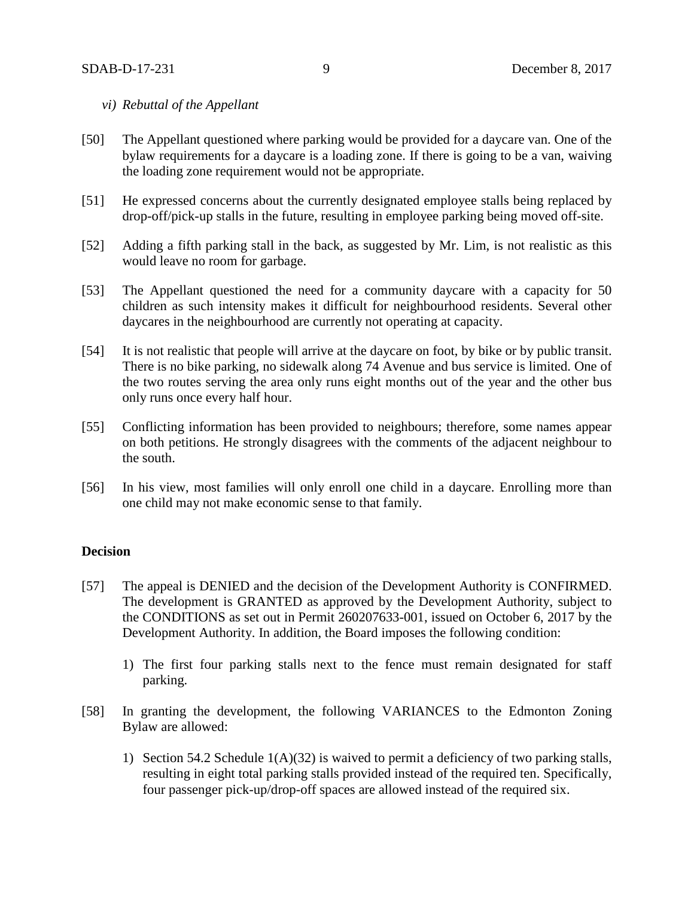*vi) Rebuttal of the Appellant*

[50] The Appellant questioned where parking would be provided for a daycare van. One of the bylaw requirements for a daycare is a loading zone. If there is going to be a van, waiving the loading zone requirement would not be appropriate.

[51] He expressed concerns about the currently designated employee stalls being replaced by drop-off/pick-up stalls in the future, resulting in employee parking being moved off-site.

[52] Adding a fifth parking stall in the back, as suggested by Mr. Lim, is not realistic as this would leave no room for garbage.

[53] The Appellant questioned the need for a community daycare with a capacity for 50 children as such intensity makes it difficult for neighbourhood residents. Several other daycares in the neighbourhood are currently not operating at capacity.

[54] It is not realistic that people will arrive at the daycare on foot, by bike or by public transit. There is no bike parking, no sidewalk along 74 Avenue and bus service is limited. One of the two routes serving the area only runs eight months out of the year and the other bus only runs once every half hour.

[55] Conflicting information has been provided to neighbours; therefore, some names appear on both petitions. He strongly disagrees with the comments of the adjacent neighbour to the south.

[56] In his view, most families will only enroll one child in a daycare. Enrolling more than one child may not make economic sense to that family.

**Decision**

[57] The appeal is DENIED and the decision of the Development Authority is CONFIRMED. The development is GRANTED as approved by the Development Authority, subject to the CONDITIONS as set out in Permit 260207633-001, issued on October 6, 2017 by the Development Authority. In addition, the Board imposes the following condition:

1) The first four parking stalls next to the fence must remain designated for staff parking.

[58] In granting the development, the following VARIANCES to the Edmonton Zoning Bylaw are allowed:

1) Section 54.2 Schedule 1(A)(32) is waived to permit a deficiency of two parking stalls, resulting in eight total parking stalls provided instead of the required ten. Specifically, four passenger pick-up/drop-off spaces are allowed instead of the required six.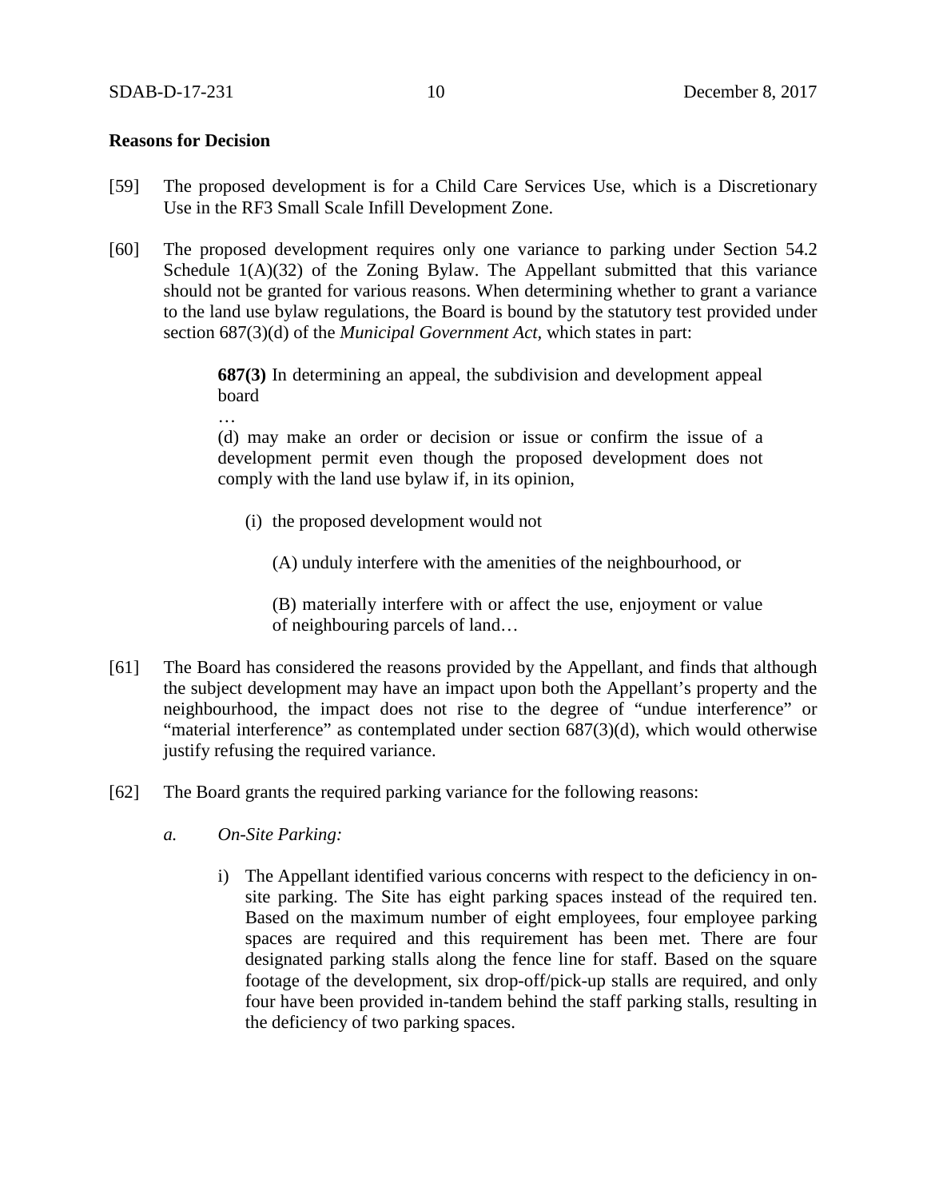**Reasons for Decision**

[59] The proposed development is for a Child Care Services Use, which is a Discretionary Use in the RF3 Small Scale Infill Development Zone.

[60] The proposed development requires only one variance to parking under Section 54.2 Schedule 1(A)(32) of the Zoning Bylaw. The Appellant submitted that this variance should not be granted for various reasons. When determining whether to grant a variance to the land use bylaw regulations, the Board is bound by the statutory test provided under section 687(3)(d) of the *Municipal Government Act*, which states in part:

> **687(3)** In determining an appeal, the subdivision and development appeal board
>
> …
>
> (d) may make an order or decision or issue or confirm the issue of a development permit even though the proposed development does not comply with the land use bylaw if, in its opinion,
>
> (i) the proposed development would not
>
> (A) unduly interfere with the amenities of the neighbourhood, or
>
> (B) materially interfere with or affect the use, enjoyment or value of neighbouring parcels of land…

[61] The Board has considered the reasons provided by the Appellant, and finds that although the subject development may have an impact upon both the Appellant's property and the neighbourhood, the impact does not rise to the degree of "undue interference" or "material interference" as contemplated under section 687(3)(d), which would otherwise justify refusing the required variance.

[62] The Board grants the required parking variance for the following reasons:

*a. On-Site Parking:*

i) The Appellant identified various concerns with respect to the deficiency in on-site parking. The Site has eight parking spaces instead of the required ten. Based on the maximum number of eight employees, four employee parking spaces are required and this requirement has been met. There are four designated parking stalls along the fence line for staff. Based on the square footage of the development, six drop-off/pick-up stalls are required, and only four have been provided in-tandem behind the staff parking stalls, resulting in the deficiency of two parking spaces.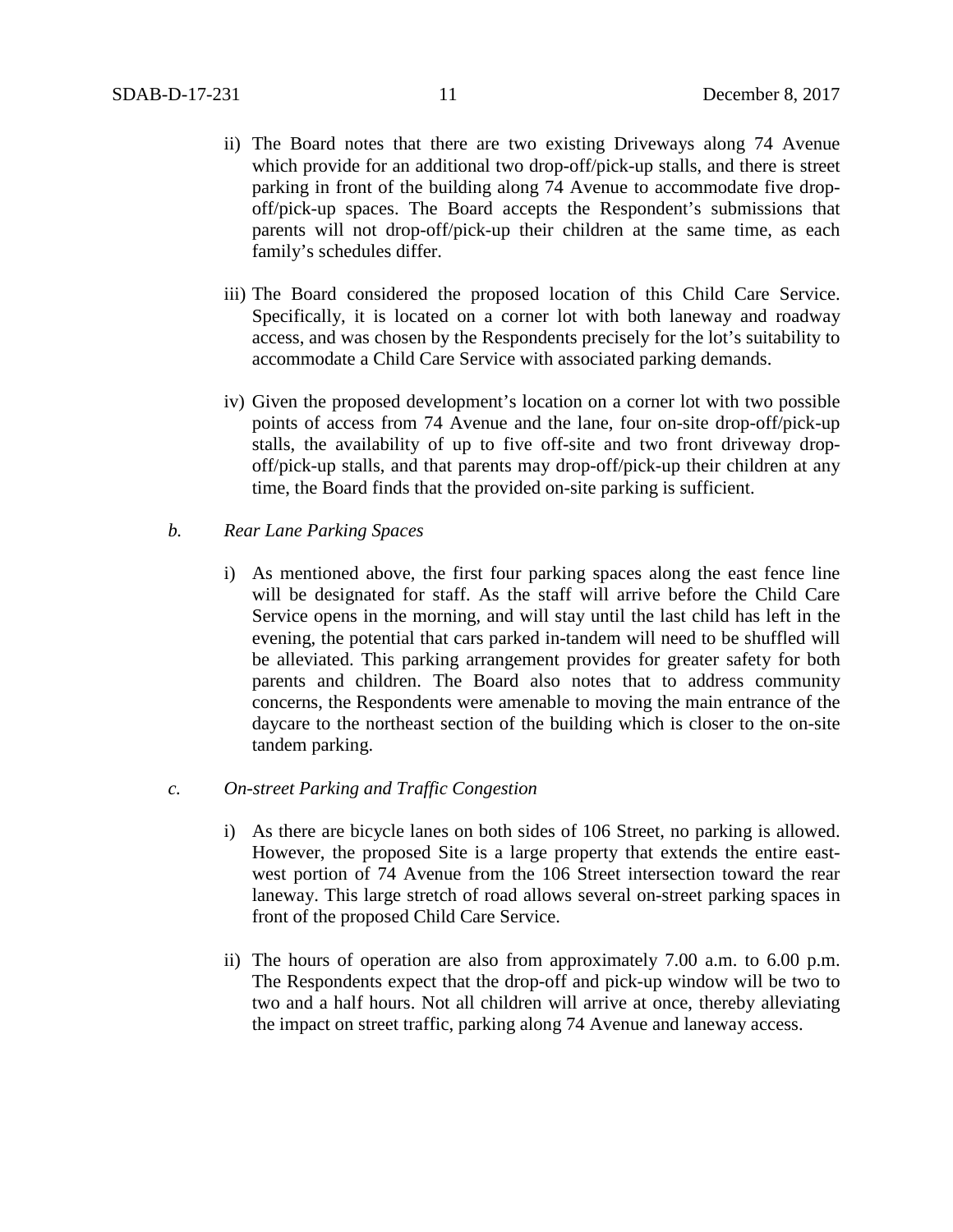ii) The Board notes that there are two existing Driveways along 74 Avenue which provide for an additional two drop-off/pick-up stalls, and there is street parking in front of the building along 74 Avenue to accommodate five drop-off/pick-up spaces. The Board accepts the Respondent's submissions that parents will not drop-off/pick-up their children at the same time, as each family's schedules differ.

iii) The Board considered the proposed location of this Child Care Service. Specifically, it is located on a corner lot with both laneway and roadway access, and was chosen by the Respondents precisely for the lot's suitability to accommodate a Child Care Service with associated parking demands.

iv) Given the proposed development's location on a corner lot with two possible points of access from 74 Avenue and the lane, four on-site drop-off/pick-up stalls, the availability of up to five off-site and two front driveway drop-off/pick-up stalls, and that parents may drop-off/pick-up their children at any time, the Board finds that the provided on-site parking is sufficient.

*b. Rear Lane Parking Spaces*

i) As mentioned above, the first four parking spaces along the east fence line will be designated for staff. As the staff will arrive before the Child Care Service opens in the morning, and will stay until the last child has left in the evening, the potential that cars parked in-tandem will need to be shuffled will be alleviated. This parking arrangement provides for greater safety for both parents and children. The Board also notes that to address community concerns, the Respondents were amenable to moving the main entrance of the daycare to the northeast section of the building which is closer to the on-site tandem parking.

*c. On-street Parking and Traffic Congestion*

i) As there are bicycle lanes on both sides of 106 Street, no parking is allowed. However, the proposed Site is a large property that extends the entire east-west portion of 74 Avenue from the 106 Street intersection toward the rear laneway. This large stretch of road allows several on-street parking spaces in front of the proposed Child Care Service.

ii) The hours of operation are also from approximately 7.00 a.m. to 6.00 p.m. The Respondents expect that the drop-off and pick-up window will be two to two and a half hours. Not all children will arrive at once, thereby alleviating the impact on street traffic, parking along 74 Avenue and laneway access.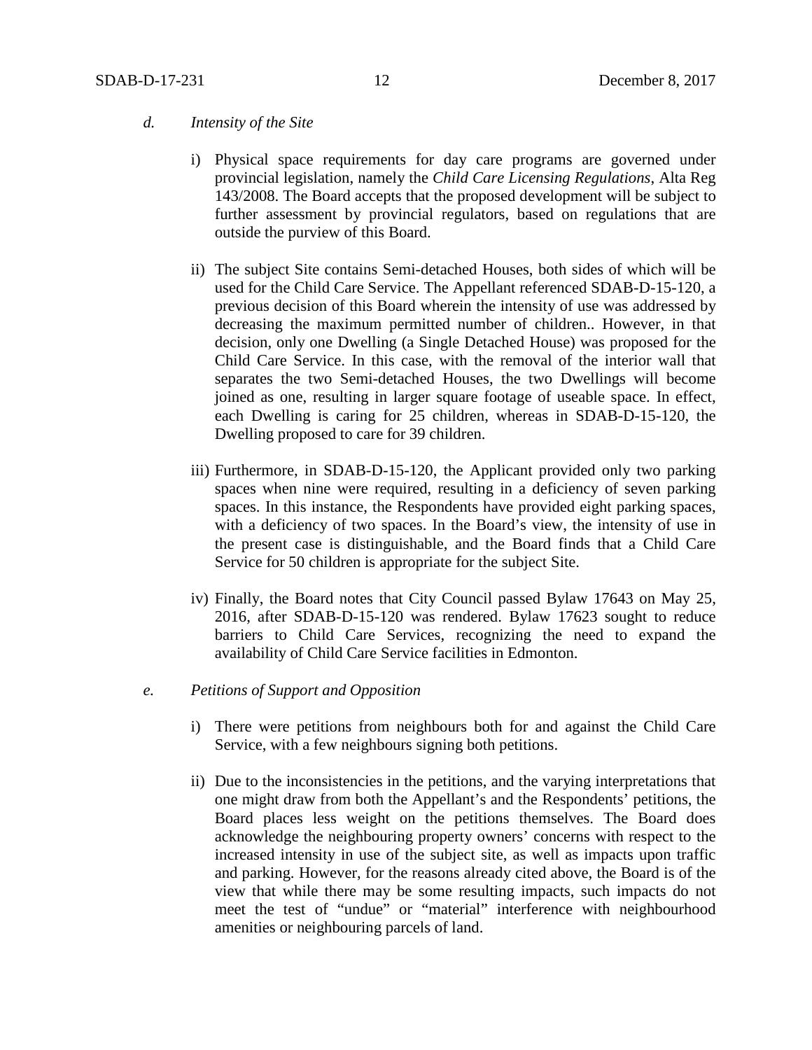*d.* *Intensity of the Site*

i) Physical space requirements for day care programs are governed under provincial legislation, namely the *Child Care Licensing Regulations*, Alta Reg 143/2008. The Board accepts that the proposed development will be subject to further assessment by provincial regulators, based on regulations that are outside the purview of this Board.

ii) The subject Site contains Semi-detached Houses, both sides of which will be used for the Child Care Service. The Appellant referenced SDAB-D-15-120, a previous decision of this Board wherein the intensity of use was addressed by decreasing the maximum permitted number of children.. However, in that decision, only one Dwelling (a Single Detached House) was proposed for the Child Care Service. In this case, with the removal of the interior wall that separates the two Semi-detached Houses, the two Dwellings will become joined as one, resulting in larger square footage of useable space. In effect, each Dwelling is caring for 25 children, whereas in SDAB-D-15-120, the Dwelling proposed to care for 39 children.

iii) Furthermore, in SDAB-D-15-120, the Applicant provided only two parking spaces when nine were required, resulting in a deficiency of seven parking spaces. In this instance, the Respondents have provided eight parking spaces, with a deficiency of two spaces. In the Board's view, the intensity of use in the present case is distinguishable, and the Board finds that a Child Care Service for 50 children is appropriate for the subject Site.

iv) Finally, the Board notes that City Council passed Bylaw 17643 on May 25, 2016, after SDAB-D-15-120 was rendered. Bylaw 17623 sought to reduce barriers to Child Care Services, recognizing the need to expand the availability of Child Care Service facilities in Edmonton.

*e.* *Petitions of Support and Opposition*

i) There were petitions from neighbours both for and against the Child Care Service, with a few neighbours signing both petitions.

ii) Due to the inconsistencies in the petitions, and the varying interpretations that one might draw from both the Appellant's and the Respondents' petitions, the Board places less weight on the petitions themselves. The Board does acknowledge the neighbouring property owners' concerns with respect to the increased intensity in use of the subject site, as well as impacts upon traffic and parking. However, for the reasons already cited above, the Board is of the view that while there may be some resulting impacts, such impacts do not meet the test of "undue" or "material" interference with neighbourhood amenities or neighbouring parcels of land.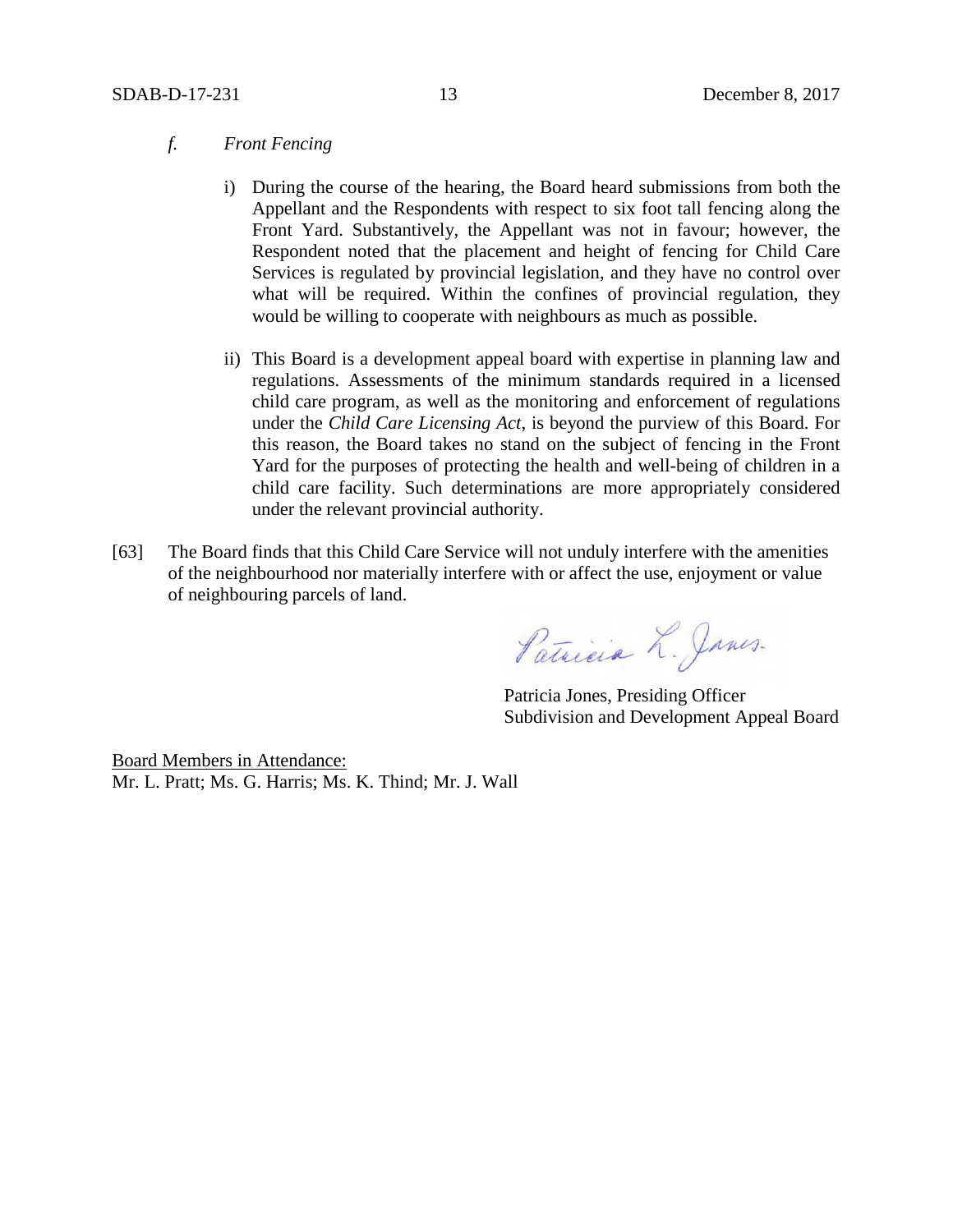*f. Front Fencing*

i) During the course of the hearing, the Board heard submissions from both the Appellant and the Respondents with respect to six foot tall fencing along the Front Yard. Substantively, the Appellant was not in favour; however, the Respondent noted that the placement and height of fencing for Child Care Services is regulated by provincial legislation, and they have no control over what will be required. Within the confines of provincial regulation, they would be willing to cooperate with neighbours as much as possible.

ii) This Board is a development appeal board with expertise in planning law and regulations. Assessments of the minimum standards required in a licensed child care program, as well as the monitoring and enforcement of regulations under the *Child Care Licensing Act*, is beyond the purview of this Board. For this reason, the Board takes no stand on the subject of fencing in the Front Yard for the purposes of protecting the health and well-being of children in a child care facility. Such determinations are more appropriately considered under the relevant provincial authority.

[63] The Board finds that this Child Care Service will not unduly interfere with the amenities of the neighbourhood nor materially interfere with or affect the use, enjoyment or value of neighbouring parcels of land.

Patricia L. Jones

Patricia Jones, Presiding Officer
Subdivision and Development Appeal Board

Board Members in Attendance:
Mr. L. Pratt; Ms. G. Harris; Ms. K. Thind; Mr. J. Wall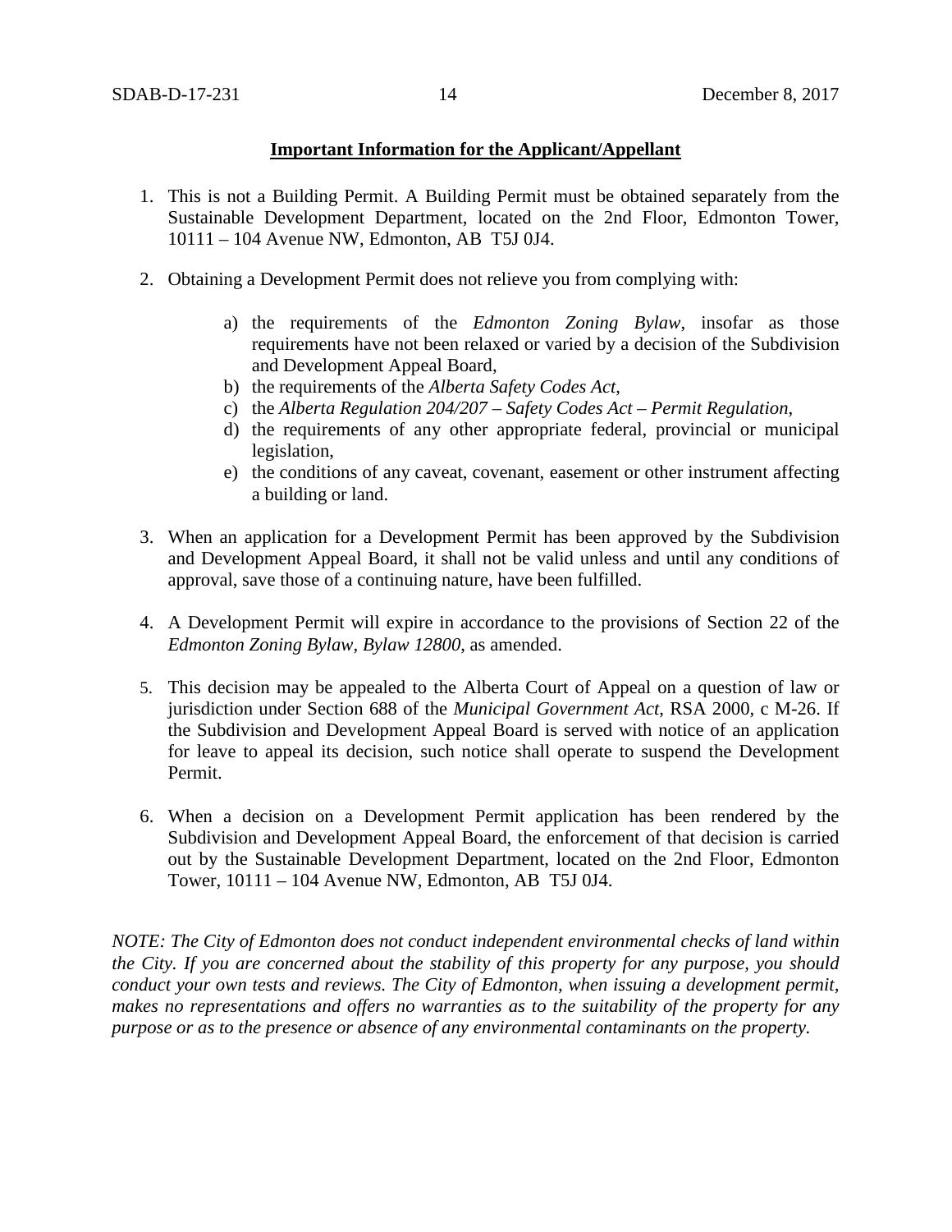**Important Information for the Applicant/Appellant**

1. This is not a Building Permit. A Building Permit must be obtained separately from the Sustainable Development Department, located on the 2nd Floor, Edmonton Tower, 10111 – 104 Avenue NW, Edmonton, AB T5J 0J4.

2. Obtaining a Development Permit does not relieve you from complying with:

    a) the requirements of the *Edmonton Zoning Bylaw*, insofar as those requirements have not been relaxed or varied by a decision of the Subdivision and Development Appeal Board,
    b) the requirements of the *Alberta Safety Codes Act*,
    c) the *Alberta Regulation 204/207 – Safety Codes Act – Permit Regulation*,
    d) the requirements of any other appropriate federal, provincial or municipal legislation,
    e) the conditions of any caveat, covenant, easement or other instrument affecting a building or land.

3. When an application for a Development Permit has been approved by the Subdivision and Development Appeal Board, it shall not be valid unless and until any conditions of approval, save those of a continuing nature, have been fulfilled.

4. A Development Permit will expire in accordance to the provisions of Section 22 of the *Edmonton Zoning Bylaw, Bylaw 12800*, as amended.

5. This decision may be appealed to the Alberta Court of Appeal on a question of law or jurisdiction under Section 688 of the *Municipal Government Act*, RSA 2000, c M-26. If the Subdivision and Development Appeal Board is served with notice of an application for leave to appeal its decision, such notice shall operate to suspend the Development Permit.

6. When a decision on a Development Permit application has been rendered by the Subdivision and Development Appeal Board, the enforcement of that decision is carried out by the Sustainable Development Department, located on the 2nd Floor, Edmonton Tower, 10111 – 104 Avenue NW, Edmonton, AB T5J 0J4.

*NOTE: The City of Edmonton does not conduct independent environmental checks of land within the City. If you are concerned about the stability of this property for any purpose, you should conduct your own tests and reviews. The City of Edmonton, when issuing a development permit, makes no representations and offers no warranties as to the suitability of the property for any purpose or as to the presence or absence of any environmental contaminants on the property.*